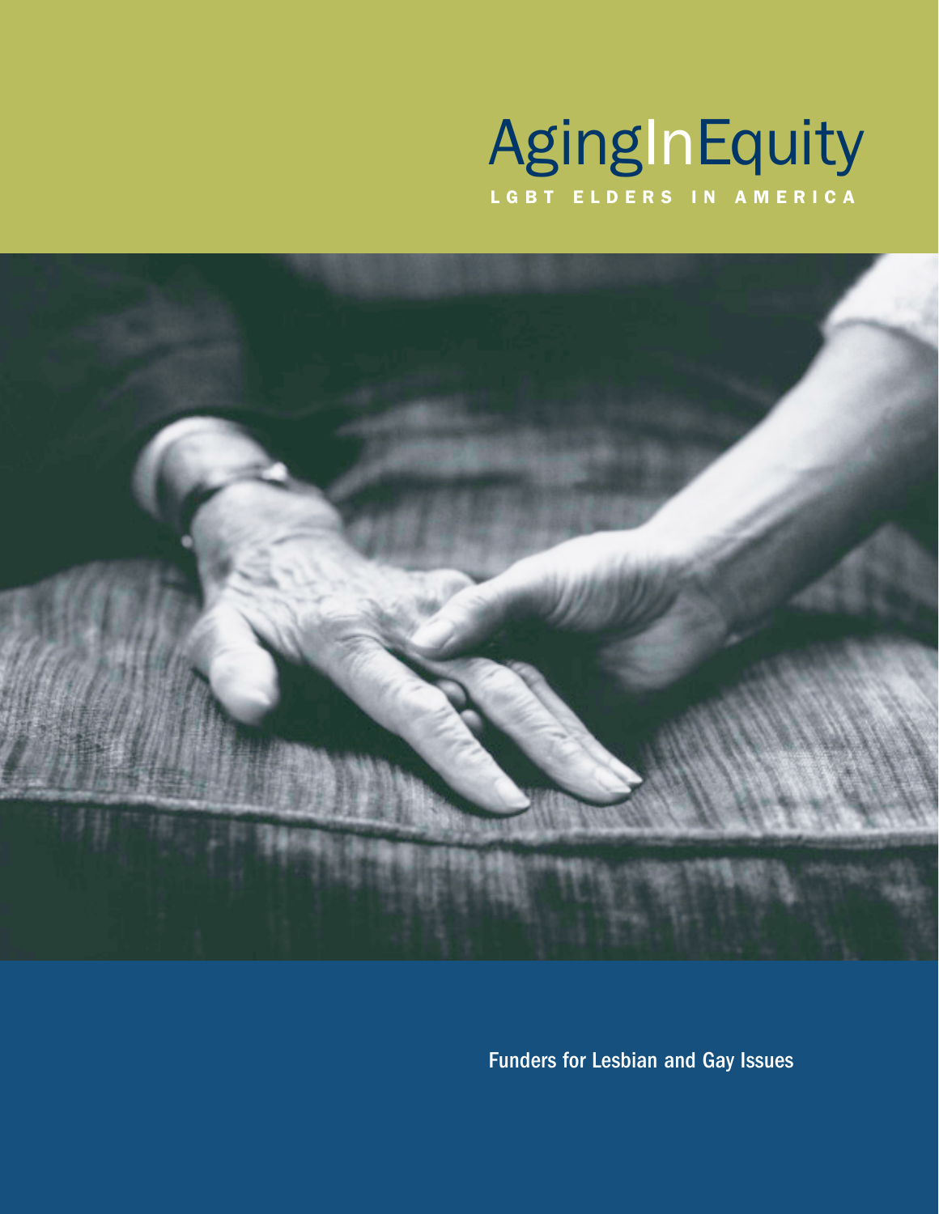# AgingInEquity

## LGBT ELDERS IN AMERICA

Funders for Lesbian and Gay Issues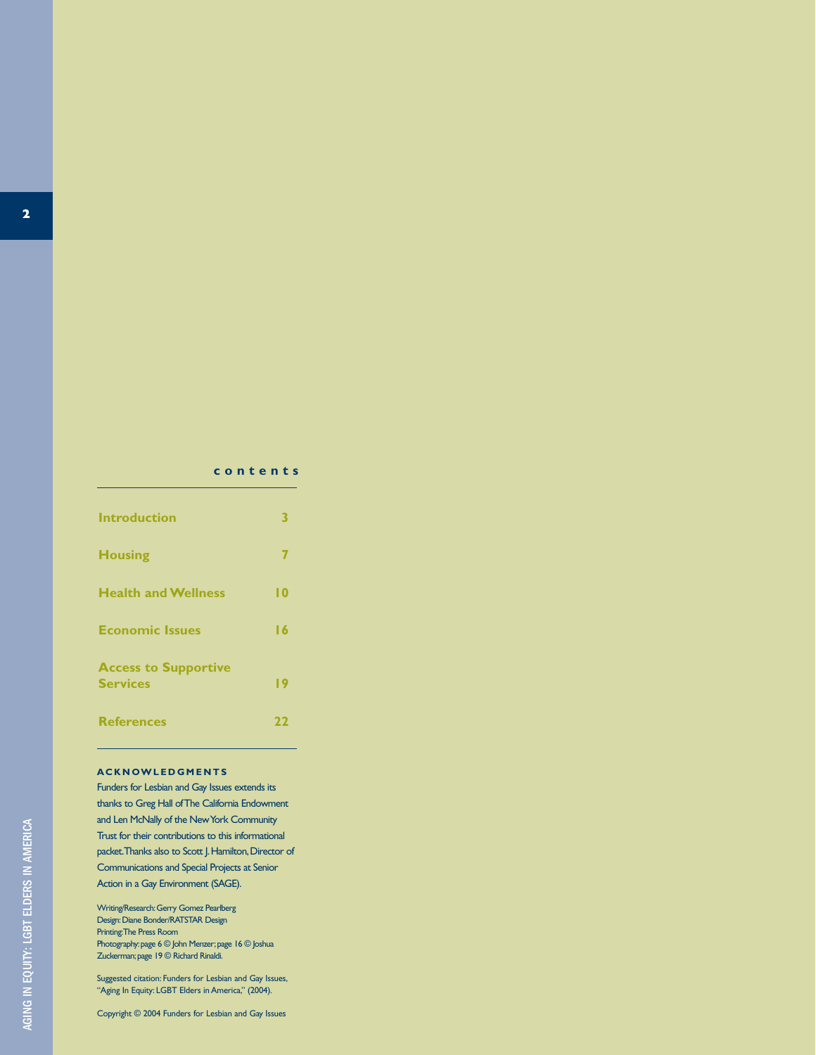## contents

| | |
|---|---|
| Introduction | 3 |
| Housing | 7 |
| Health and Wellness | 10 |
| Economic Issues | 16 |
| Access to Supportive Services | 19 |
| References | 22 |

### ACKNOWLEDGMENTS

Funders for Lesbian and Gay Issues extends its thanks to Greg Hall of The California Endowment and Len McNally of the New York Community Trust for their contributions to this informational packet. Thanks also to Scott J. Hamilton, Director of Communications and Special Projects at Senior Action in a Gay Environment (SAGE).

Writing/Research: Gerry Gomez Pearlberg
Design: Diane Bonder/RATSTAR Design
Printing: The Press Room
Photography: page 6 © John Menzer; page 16 © Joshua Zuckerman; page 19 © Richard Rinaldi.

Suggested citation: Funders for Lesbian and Gay Issues, "Aging In Equity: LGBT Elders in America," (2004).

Copyright © 2004 Funders for Lesbian and Gay Issues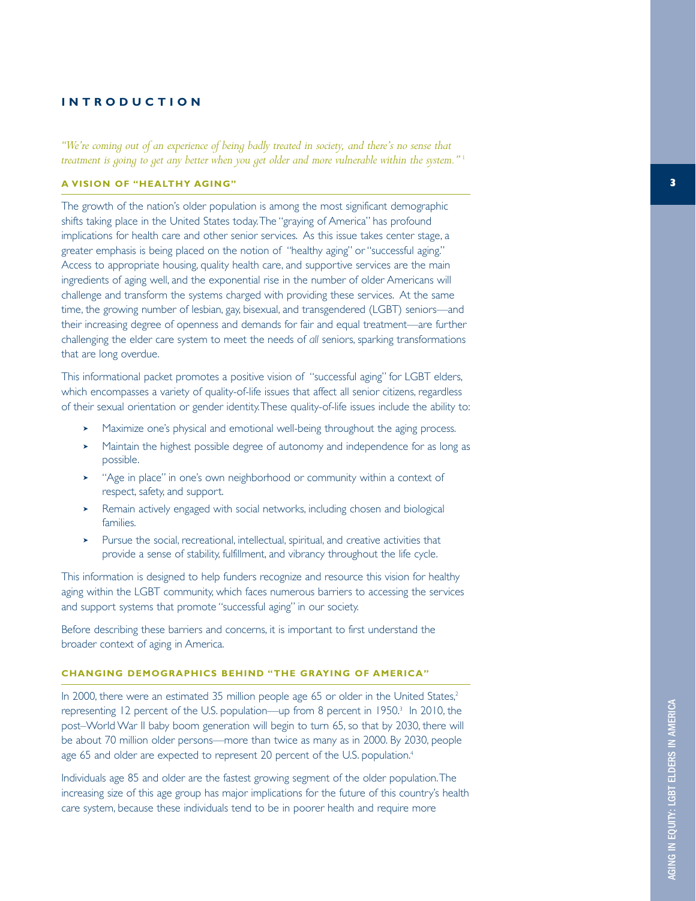## INTRODUCTION

*"We're coming out of an experience of being badly treated in society, and there's no sense that treatment is going to get any better when you get older and more vulnerable within the system."* [1]

### A VISION OF "HEALTHY AGING"

The growth of the nation's older population is among the most significant demographic shifts taking place in the United States today. The "graying of America" has profound implications for health care and other senior services. As this issue takes center stage, a greater emphasis is being placed on the notion of "healthy aging" or "successful aging." Access to appropriate housing, quality health care, and supportive services are the main ingredients of aging well, and the exponential rise in the number of older Americans will challenge and transform the systems charged with providing these services. At the same time, the growing number of lesbian, gay, bisexual, and transgendered (LGBT) seniors—and their increasing degree of openness and demands for fair and equal treatment—are further challenging the elder care system to meet the needs of *all* seniors, sparking transformations that are long overdue.

This informational packet promotes a positive vision of "successful aging" for LGBT elders, which encompasses a variety of quality-of-life issues that affect all senior citizens, regardless of their sexual orientation or gender identity. These quality-of-life issues include the ability to:

- Maximize one's physical and emotional well-being throughout the aging process.
- Maintain the highest possible degree of autonomy and independence for as long as possible.
- "Age in place" in one's own neighborhood or community within a context of respect, safety, and support.
- Remain actively engaged with social networks, including chosen and biological families.
- Pursue the social, recreational, intellectual, spiritual, and creative activities that provide a sense of stability, fulfillment, and vibrancy throughout the life cycle.

This information is designed to help funders recognize and resource this vision for healthy aging within the LGBT community, which faces numerous barriers to accessing the services and support systems that promote "successful aging" in our society.

Before describing these barriers and concerns, it is important to first understand the broader context of aging in America.

### CHANGING DEMOGRAPHICS BEHIND "THE GRAYING OF AMERICA"

In 2000, there were an estimated 35 million people age 65 or older in the United States,[2] representing 12 percent of the U.S. population—up from 8 percent in 1950.[3] In 2010, the post–World War II baby boom generation will begin to turn 65, so that by 2030, there will be about 70 million older persons—more than twice as many as in 2000. By 2030, people age 65 and older are expected to represent 20 percent of the U.S. population.[4]

Individuals age 85 and older are the fastest growing segment of the older population. The increasing size of this age group has major implications for the future of this country's health care system, because these individuals tend to be in poorer health and require more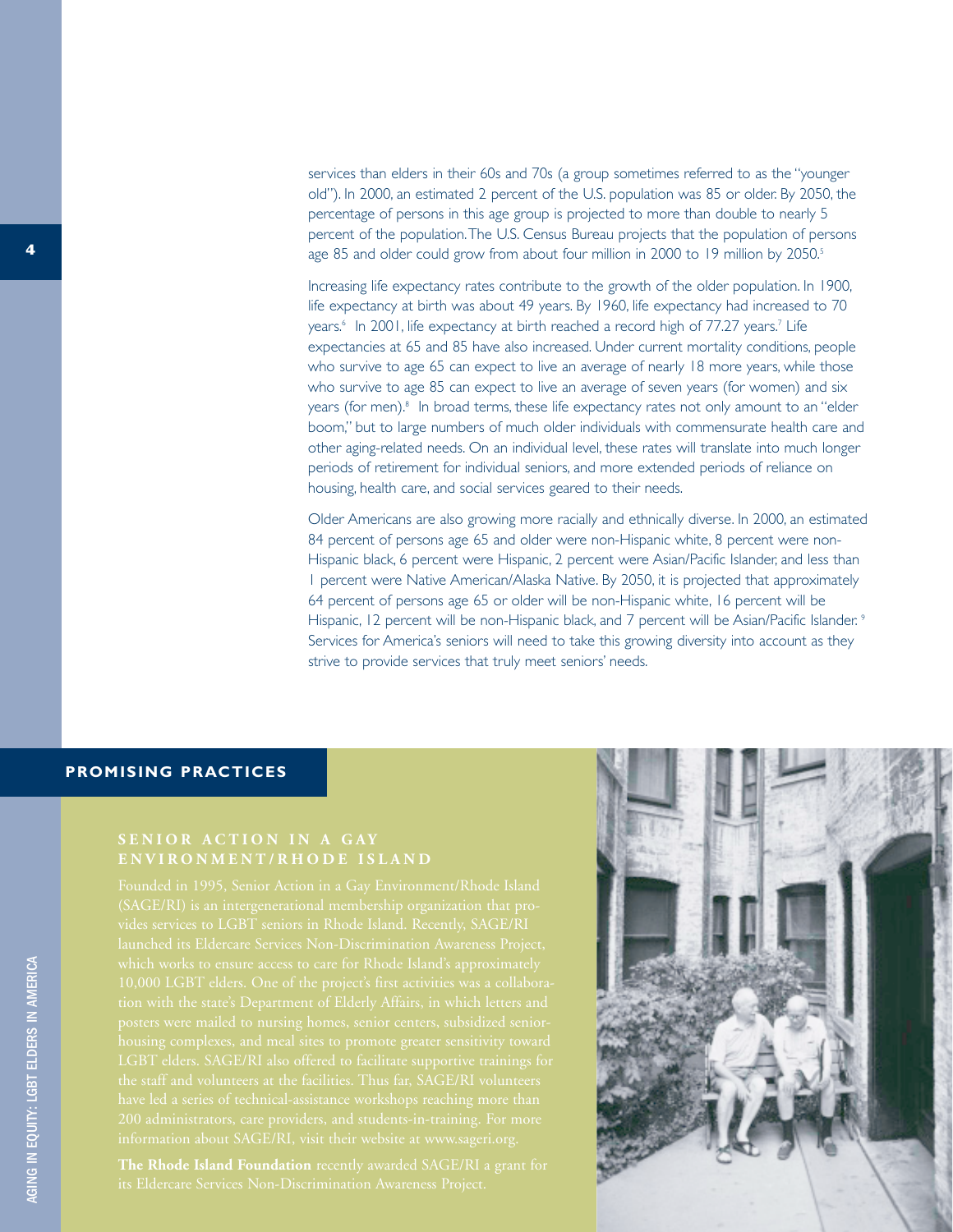services than elders in their 60s and 70s (a group sometimes referred to as the "younger old"). In 2000, an estimated 2 percent of the U.S. population was 85 or older. By 2050, the percentage of persons in this age group is projected to more than double to nearly 5 percent of the population. The U.S. Census Bureau projects that the population of persons age 85 and older could grow from about four million in 2000 to 19 million by 2050.[5]

Increasing life expectancy rates contribute to the growth of the older population. In 1900, life expectancy at birth was about 49 years. By 1960, life expectancy had increased to 70 years.[6] In 2001, life expectancy at birth reached a record high of 77.27 years.[7] Life expectancies at 65 and 85 have also increased. Under current mortality conditions, people who survive to age 65 can expect to live an average of nearly 18 more years, while those who survive to age 85 can expect to live an average of seven years (for women) and six years (for men).[8] In broad terms, these life expectancy rates not only amount to an "elder boom," but to large numbers of much older individuals with commensurate health care and other aging-related needs. On an individual level, these rates will translate into much longer periods of retirement for individual seniors, and more extended periods of reliance on housing, health care, and social services geared to their needs.

Older Americans are also growing more racially and ethnically diverse. In 2000, an estimated 84 percent of persons age 65 and older were non-Hispanic white, 8 percent were non-Hispanic black, 6 percent were Hispanic, 2 percent were Asian/Pacific Islander, and less than 1 percent were Native American/Alaska Native. By 2050, it is projected that approximately 64 percent of persons age 65 or older will be non-Hispanic white, 16 percent will be Hispanic, 12 percent will be non-Hispanic black, and 7 percent will be Asian/Pacific Islander.[9] Services for America's seniors will need to take this growing diversity into account as they strive to provide services that truly meet seniors' needs.

## PROMISING PRACTICES

### SENIOR ACTION IN A GAY ENVIRONMENT/RHODE ISLAND

Founded in 1995, Senior Action in a Gay Environment/Rhode Island (SAGE/RI) is an intergenerational membership organization that provides services to LGBT seniors in Rhode Island. Recently, SAGE/RI launched its Eldercare Services Non-Discrimination Awareness Project, which works to ensure access to care for Rhode Island's approximately 10,000 LGBT elders. One of the project's first activities was a collaboration with the state's Department of Elderly Affairs, in which letters and posters were mailed to nursing homes, senior centers, subsidized senior-housing complexes, and meal sites to promote greater sensitivity toward LGBT elders. SAGE/RI also offered to facilitate supportive trainings for the staff and volunteers at the facilities. Thus far, SAGE/RI volunteers have led a series of technical-assistance workshops reaching more than 200 administrators, care providers, and students-in-training. For more information about SAGE/RI, visit their website at www.sageri.org.

**The Rhode Island Foundation** recently awarded SAGE/RI a grant for its Eldercare Services Non-Discrimination Awareness Project.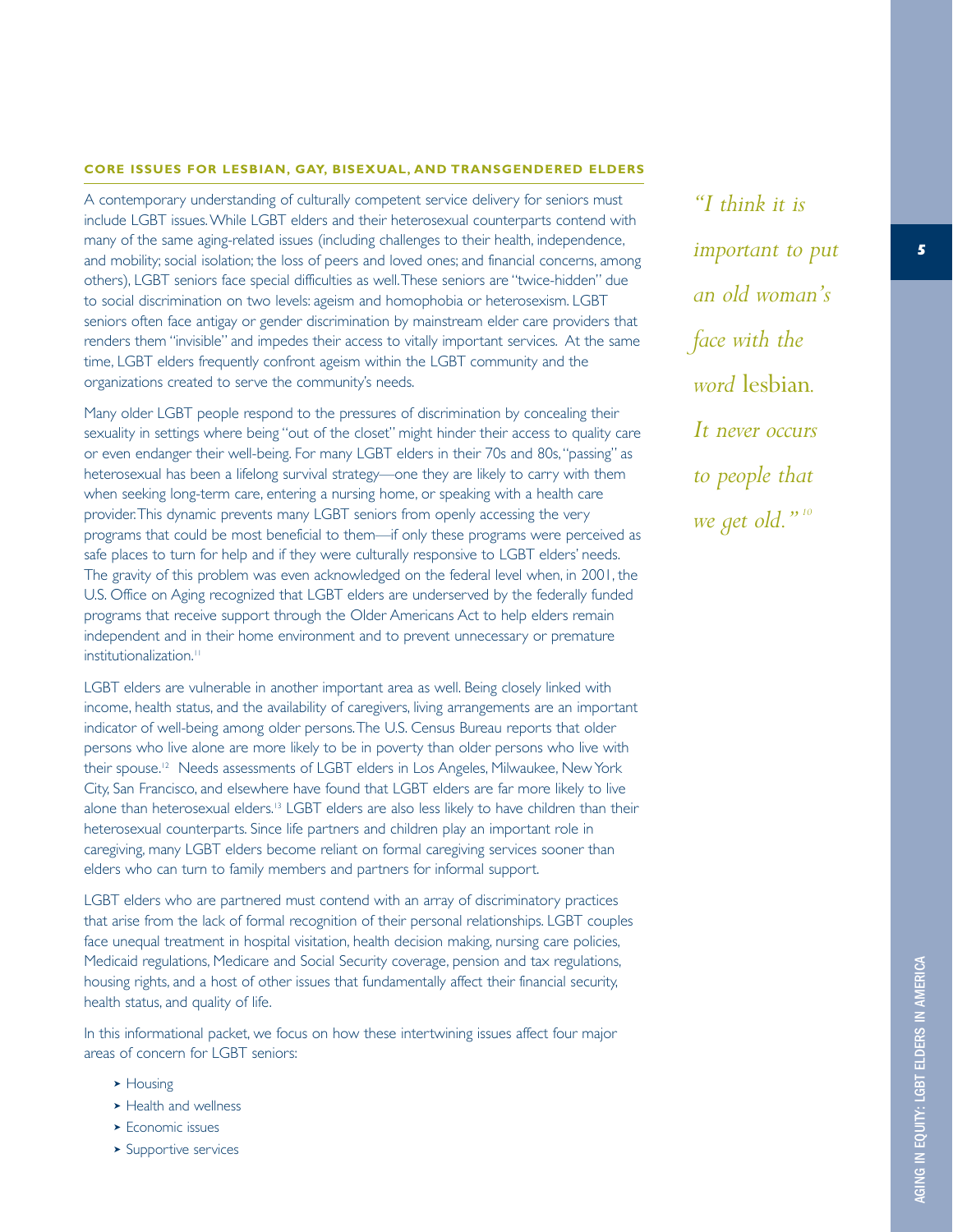## CORE ISSUES FOR LESBIAN, GAY, BISEXUAL, AND TRANSGENDERED ELDERS

A contemporary understanding of culturally competent service delivery for seniors must include LGBT issues. While LGBT elders and their heterosexual counterparts contend with many of the same aging-related issues (including challenges to their health, independence, and mobility; social isolation; the loss of peers and loved ones; and financial concerns, among others), LGBT seniors face special difficulties as well. These seniors are "twice-hidden" due to social discrimination on two levels: ageism and homophobia or heterosexism. LGBT seniors often face antigay or gender discrimination by mainstream elder care providers that renders them "invisible" and impedes their access to vitally important services. At the same time, LGBT elders frequently confront ageism within the LGBT community and the organizations created to serve the community's needs.

Many older LGBT people respond to the pressures of discrimination by concealing their sexuality in settings where being "out of the closet" might hinder their access to quality care or even endanger their well-being. For many LGBT elders in their 70s and 80s, "passing" as heterosexual has been a lifelong survival strategy—one they are likely to carry with them when seeking long-term care, entering a nursing home, or speaking with a health care provider. This dynamic prevents many LGBT seniors from openly accessing the very programs that could be most beneficial to them—if only these programs were perceived as safe places to turn for help and if they were culturally responsive to LGBT elders' needs. The gravity of this problem was even acknowledged on the federal level when, in 2001, the U.S. Office on Aging recognized that LGBT elders are underserved by the federally funded programs that receive support through the Older Americans Act to help elders remain independent and in their home environment and to prevent unnecessary or premature institutionalization.[11]

*"I think it is important to put an old woman's face with the word* lesbian*. It never occurs to people that we get old."*[10]

LGBT elders are vulnerable in another important area as well. Being closely linked with income, health status, and the availability of caregivers, living arrangements are an important indicator of well-being among older persons. The U.S. Census Bureau reports that older persons who live alone are more likely to be in poverty than older persons who live with their spouse.[12] Needs assessments of LGBT elders in Los Angeles, Milwaukee, New York City, San Francisco, and elsewhere have found that LGBT elders are far more likely to live alone than heterosexual elders.[13] LGBT elders are also less likely to have children than their heterosexual counterparts. Since life partners and children play an important role in caregiving, many LGBT elders become reliant on formal caregiving services sooner than elders who can turn to family members and partners for informal support.

LGBT elders who are partnered must contend with an array of discriminatory practices that arise from the lack of formal recognition of their personal relationships. LGBT couples face unequal treatment in hospital visitation, health decision making, nursing care policies, Medicaid regulations, Medicare and Social Security coverage, pension and tax regulations, housing rights, and a host of other issues that fundamentally affect their financial security, health status, and quality of life.

In this informational packet, we focus on how these intertwining issues affect four major areas of concern for LGBT seniors:

- Housing
- Health and wellness
- Economic issues
- Supportive services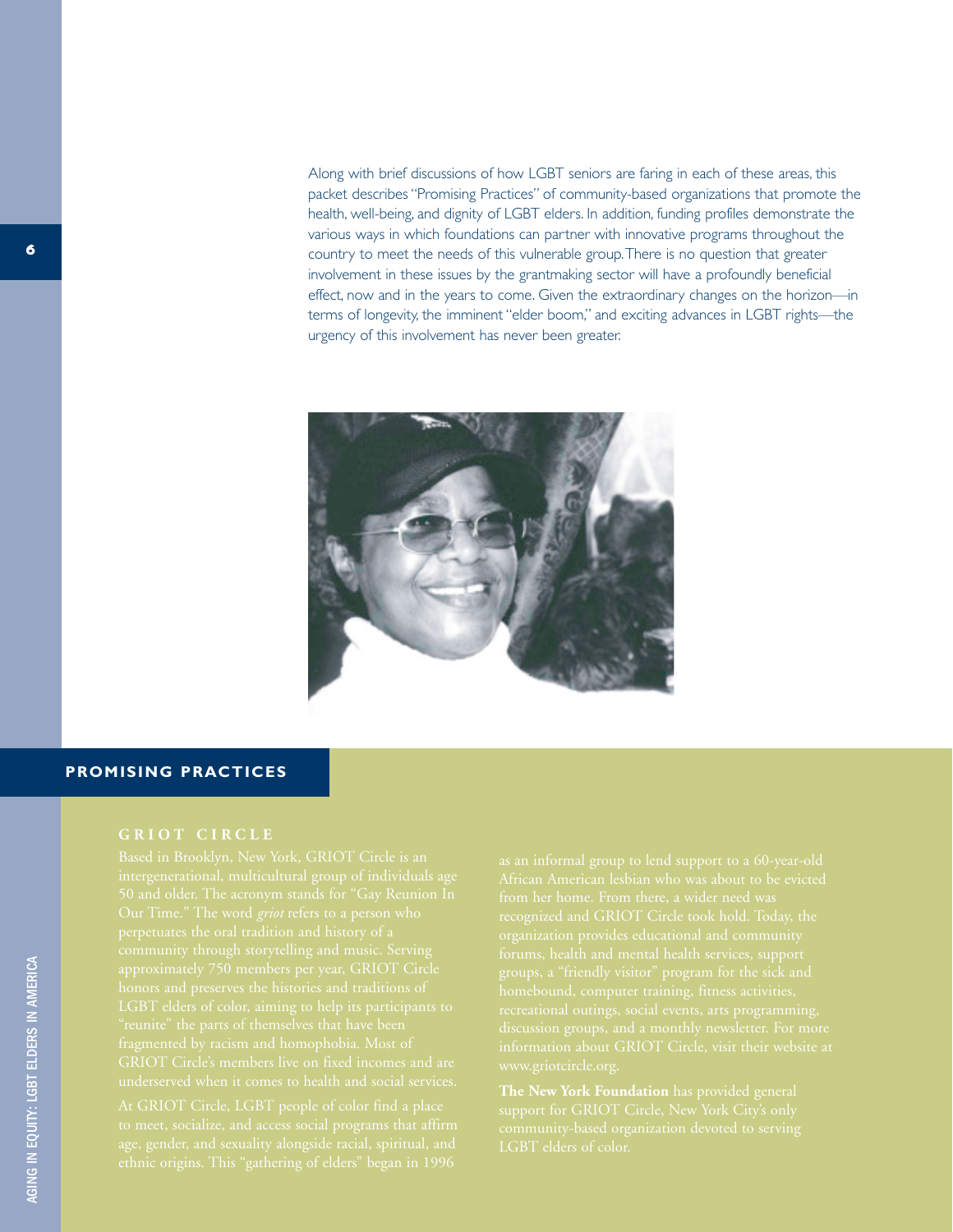Along with brief discussions of how LGBT seniors are faring in each of these areas, this packet describes "Promising Practices" of community-based organizations that promote the health, well-being, and dignity of LGBT elders. In addition, funding profiles demonstrate the various ways in which foundations can partner with innovative programs throughout the country to meet the needs of this vulnerable group. There is no question that greater involvement in these issues by the grantmaking sector will have a profoundly beneficial effect, now and in the years to come. Given the extraordinary changes on the horizon—in terms of longevity, the imminent "elder boom," and exciting advances in LGBT rights—the urgency of this involvement has never been greater.

## PROMISING PRACTICES

### GRIOT CIRCLE

Based in Brooklyn, New York, GRIOT Circle is an intergenerational, multicultural group of individuals age 50 and older. The acronym stands for "Gay Reunion In Our Time." The word *griot* refers to a person who perpetuates the oral tradition and history of a community through storytelling and music. Serving approximately 750 members per year, GRIOT Circle honors and preserves the histories and traditions of LGBT elders of color, aiming to help its participants to "reunite" the parts of themselves that have been fragmented by racism and homophobia. Most of GRIOT Circle's members live on fixed incomes and are underserved when it comes to health and social services.

At GRIOT Circle, LGBT people of color find a place to meet, socialize, and access social programs that affirm age, gender, and sexuality alongside racial, spiritual, and ethnic origins. This "gathering of elders" began in 1996 as an informal group to lend support to a 60-year-old African American lesbian who was about to be evicted from her home. From there, a wider need was recognized and GRIOT Circle took hold. Today, the organization provides educational and community forums, health and mental health services, support groups, a "friendly visitor" program for the sick and homebound, computer training, fitness activities, recreational outings, social events, arts programming, discussion groups, and a monthly newsletter. For more information about GRIOT Circle, visit their website at www.griotcircle.org.

**The New York Foundation** has provided general support for GRIOT Circle, New York City's only community-based organization devoted to serving LGBT elders of color.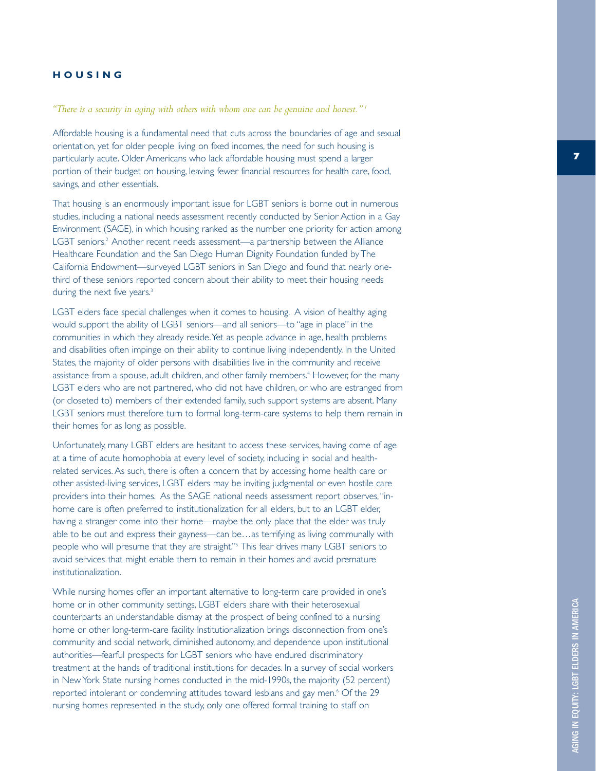## HOUSING

*"There is a security in aging with others with whom one can be genuine and honest."*[1]

Affordable housing is a fundamental need that cuts across the boundaries of age and sexual orientation, yet for older people living on fixed incomes, the need for such housing is particularly acute. Older Americans who lack affordable housing must spend a larger portion of their budget on housing, leaving fewer financial resources for health care, food, savings, and other essentials.

That housing is an enormously important issue for LGBT seniors is borne out in numerous studies, including a national needs assessment recently conducted by Senior Action in a Gay Environment (SAGE), in which housing ranked as the number one priority for action among LGBT seniors.[2] Another recent needs assessment—a partnership between the Alliance Healthcare Foundation and the San Diego Human Dignity Foundation funded by The California Endowment—surveyed LGBT seniors in San Diego and found that nearly one-third of these seniors reported concern about their ability to meet their housing needs during the next five years.[3]

LGBT elders face special challenges when it comes to housing. A vision of healthy aging would support the ability of LGBT seniors—and all seniors—to "age in place" in the communities in which they already reside. Yet as people advance in age, health problems and disabilities often impinge on their ability to continue living independently. In the United States, the majority of older persons with disabilities live in the community and receive assistance from a spouse, adult children, and other family members.[4] However, for the many LGBT elders who are not partnered, who did not have children, or who are estranged from (or closeted to) members of their extended family, such support systems are absent. Many LGBT seniors must therefore turn to formal long-term-care systems to help them remain in their homes for as long as possible.

Unfortunately, many LGBT elders are hesitant to access these services, having come of age at a time of acute homophobia at every level of society, including in social and health-related services. As such, there is often a concern that by accessing home health care or other assisted-living services, LGBT elders may be inviting judgmental or even hostile care providers into their homes. As the SAGE national needs assessment report observes, "in-home care is often preferred to institutionalization for all elders, but to an LGBT elder, having a stranger come into their home—maybe the only place that the elder was truly able to be out and express their gayness—can be…as terrifying as living communally with people who will presume that they are straight."[5] This fear drives many LGBT seniors to avoid services that might enable them to remain in their homes and avoid premature institutionalization.

While nursing homes offer an important alternative to long-term care provided in one's home or in other community settings, LGBT elders share with their heterosexual counterparts an understandable dismay at the prospect of being confined to a nursing home or other long-term-care facility. Institutionalization brings disconnection from one's community and social network, diminished autonomy, and dependence upon institutional authorities—fearful prospects for LGBT seniors who have endured discriminatory treatment at the hands of traditional institutions for decades. In a survey of social workers in New York State nursing homes conducted in the mid-1990s, the majority (52 percent) reported intolerant or condemning attitudes toward lesbians and gay men.[6] Of the 29 nursing homes represented in the study, only one offered formal training to staff on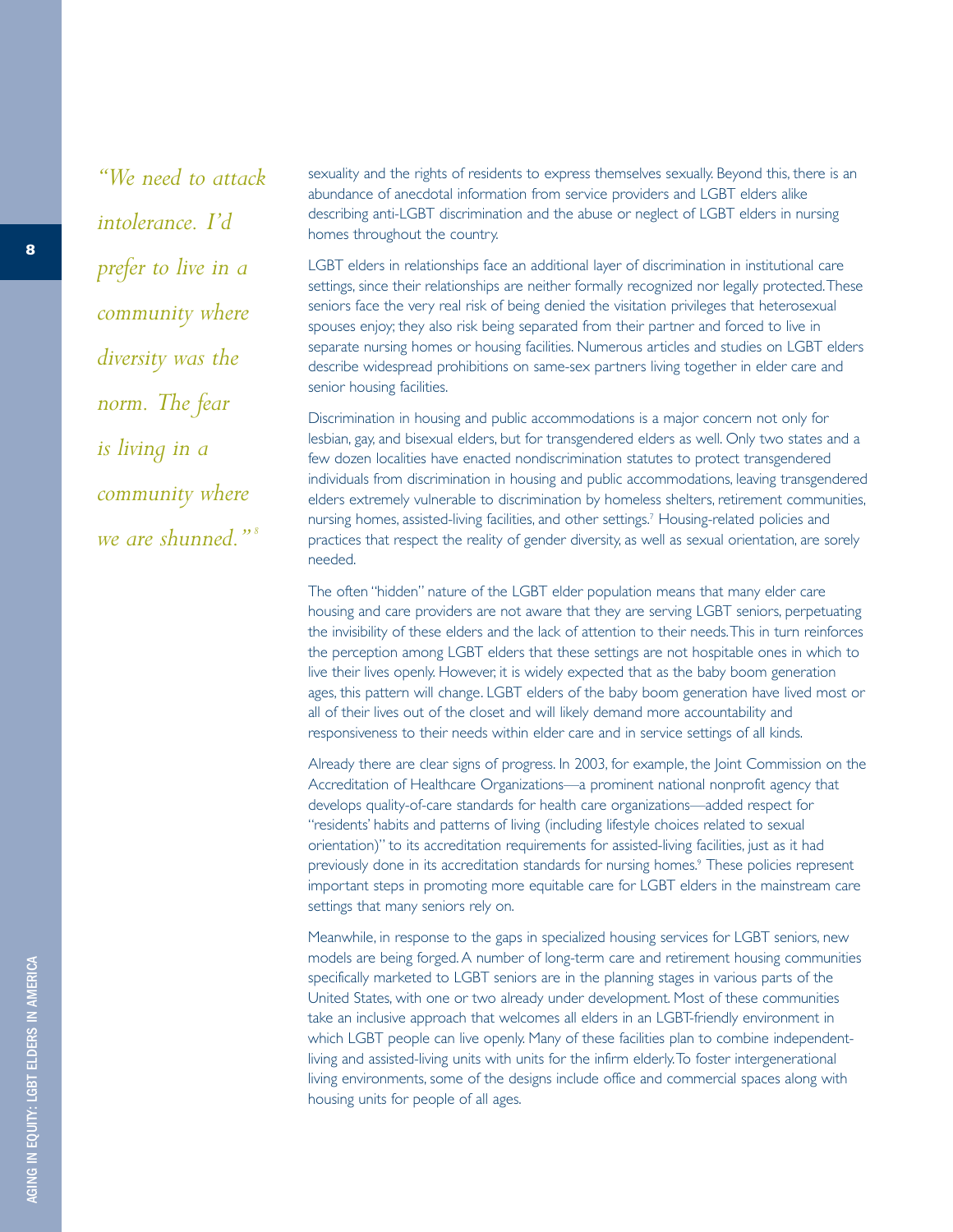*"We need to attack intolerance. I'd prefer to live in a community where diversity was the norm. The fear is living in a community where we are shunned."[8]*

sexuality and the rights of residents to express themselves sexually. Beyond this, there is an abundance of anecdotal information from service providers and LGBT elders alike describing anti-LGBT discrimination and the abuse or neglect of LGBT elders in nursing homes throughout the country.

LGBT elders in relationships face an additional layer of discrimination in institutional care settings, since their relationships are neither formally recognized nor legally protected. These seniors face the very real risk of being denied the visitation privileges that heterosexual spouses enjoy; they also risk being separated from their partner and forced to live in separate nursing homes or housing facilities. Numerous articles and studies on LGBT elders describe widespread prohibitions on same-sex partners living together in elder care and senior housing facilities.

Discrimination in housing and public accommodations is a major concern not only for lesbian, gay, and bisexual elders, but for transgendered elders as well. Only two states and a few dozen localities have enacted nondiscrimination statutes to protect transgendered individuals from discrimination in housing and public accommodations, leaving transgendered elders extremely vulnerable to discrimination by homeless shelters, retirement communities, nursing homes, assisted-living facilities, and other settings.[7] Housing-related policies and practices that respect the reality of gender diversity, as well as sexual orientation, are sorely needed.

The often "hidden" nature of the LGBT elder population means that many elder care housing and care providers are not aware that they are serving LGBT seniors, perpetuating the invisibility of these elders and the lack of attention to their needs. This in turn reinforces the perception among LGBT elders that these settings are not hospitable ones in which to live their lives openly. However, it is widely expected that as the baby boom generation ages, this pattern will change. LGBT elders of the baby boom generation have lived most or all of their lives out of the closet and will likely demand more accountability and responsiveness to their needs within elder care and in service settings of all kinds.

Already there are clear signs of progress. In 2003, for example, the Joint Commission on the Accreditation of Healthcare Organizations—a prominent national nonprofit agency that develops quality-of-care standards for health care organizations—added respect for "residents' habits and patterns of living (including lifestyle choices related to sexual orientation)" to its accreditation requirements for assisted-living facilities, just as it had previously done in its accreditation standards for nursing homes.[9] These policies represent important steps in promoting more equitable care for LGBT elders in the mainstream care settings that many seniors rely on.

Meanwhile, in response to the gaps in specialized housing services for LGBT seniors, new models are being forged. A number of long-term care and retirement housing communities specifically marketed to LGBT seniors are in the planning stages in various parts of the United States, with one or two already under development. Most of these communities take an inclusive approach that welcomes all elders in an LGBT-friendly environment in which LGBT people can live openly. Many of these facilities plan to combine independent-living and assisted-living units with units for the infirm elderly. To foster intergenerational living environments, some of the designs include office and commercial spaces along with housing units for people of all ages.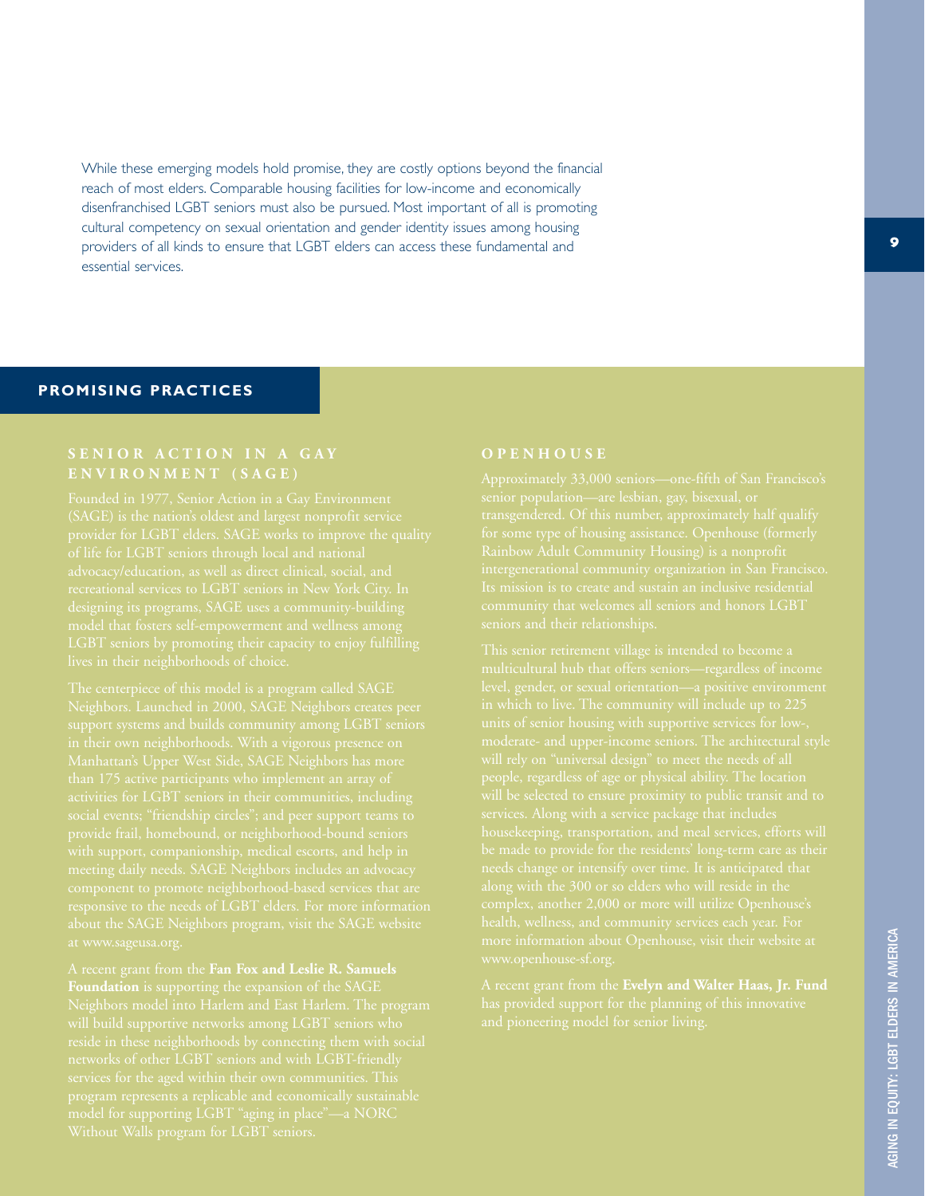While these emerging models hold promise, they are costly options beyond the financial reach of most elders. Comparable housing facilities for low-income and economically disenfranchised LGBT seniors must also be pursued. Most important of all is promoting cultural competency on sexual orientation and gender identity issues among housing providers of all kinds to ensure that LGBT elders can access these fundamental and essential services.

## PROMISING PRACTICES

### SENIOR ACTION IN A GAY ENVIRONMENT (SAGE)

Founded in 1977, Senior Action in a Gay Environment (SAGE) is the nation's oldest and largest nonprofit service provider for LGBT elders. SAGE works to improve the quality of life for LGBT seniors through local and national advocacy/education, as well as direct clinical, social, and recreational services to LGBT seniors in New York City. In designing its programs, SAGE uses a community-building model that fosters self-empowerment and wellness among LGBT seniors by promoting their capacity to enjoy fulfilling lives in their neighborhoods of choice.

The centerpiece of this model is a program called SAGE Neighbors. Launched in 2000, SAGE Neighbors creates peer support systems and builds community among LGBT seniors in their own neighborhoods. With a vigorous presence on Manhattan's Upper West Side, SAGE Neighbors has more than 175 active participants who implement an array of activities for LGBT seniors in their communities, including social events; "friendship circles"; and peer support teams to provide frail, homebound, or neighborhood-bound seniors with support, companionship, medical escorts, and help in meeting daily needs. SAGE Neighbors includes an advocacy component to promote neighborhood-based services that are responsive to the needs of LGBT elders. For more information about the SAGE Neighbors program, visit the SAGE website at www.sageusa.org.

A recent grant from the **Fan Fox and Leslie R. Samuels Foundation** is supporting the expansion of the SAGE Neighbors model into Harlem and East Harlem. The program will build supportive networks among LGBT seniors who reside in these neighborhoods by connecting them with social networks of other LGBT seniors and with LGBT-friendly services for the aged within their own communities. This program represents a replicable and economically sustainable model for supporting LGBT "aging in place"—a NORC Without Walls program for LGBT seniors.

### OPENHOUSE

Approximately 33,000 seniors—one-fifth of San Francisco's senior population—are lesbian, gay, bisexual, or transgendered. Of this number, approximately half qualify for some type of housing assistance. Openhouse (formerly Rainbow Adult Community Housing) is a nonprofit intergenerational community organization in San Francisco. Its mission is to create and sustain an inclusive residential community that welcomes all seniors and honors LGBT seniors and their relationships.

This senior retirement village is intended to become a multicultural hub that offers seniors—regardless of income level, gender, or sexual orientation—a positive environment in which to live. The community will include up to 225 units of senior housing with supportive services for low-, moderate- and upper-income seniors. The architectural style will rely on "universal design" to meet the needs of all people, regardless of age or physical ability. The location will be selected to ensure proximity to public transit and to services. Along with a service package that includes housekeeping, transportation, and meal services, efforts will be made to provide for the residents' long-term care as their needs change or intensify over time. It is anticipated that along with the 300 or so elders who will reside in the complex, another 2,000 or more will utilize Openhouse's health, wellness, and community services each year. For more information about Openhouse, visit their website at www.openhouse-sf.org.

A recent grant from the **Evelyn and Walter Haas, Jr. Fund** has provided support for the planning of this innovative and pioneering model for senior living.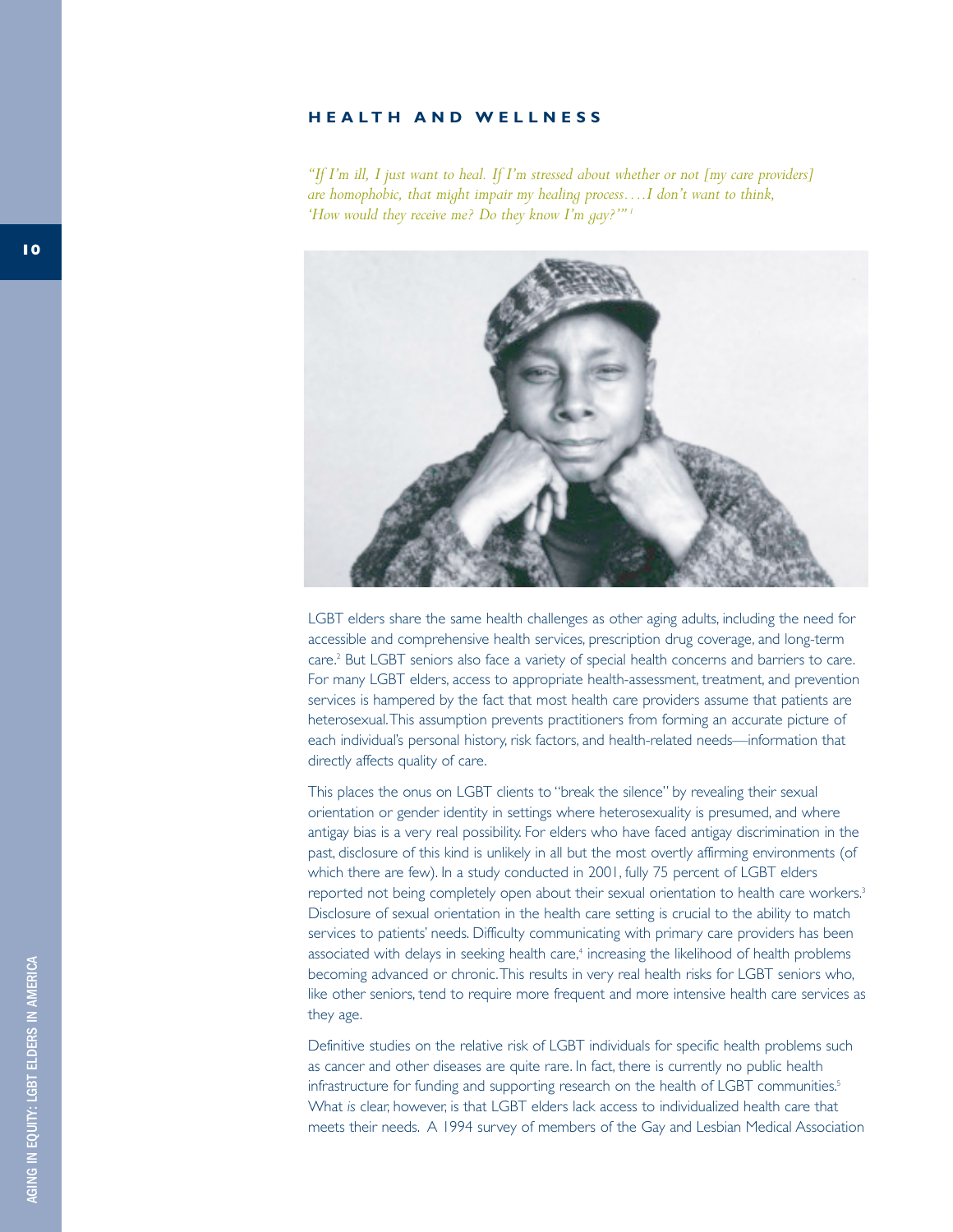## HEALTH AND WELLNESS

*"If I'm ill, I just want to heal. If I'm stressed about whether or not [my care providers] are homophobic, that might impair my healing process….I don't want to think, 'How would they receive me? Do they know I'm gay?'"* [1]

LGBT elders share the same health challenges as other aging adults, including the need for accessible and comprehensive health services, prescription drug coverage, and long-term care.[2] But LGBT seniors also face a variety of special health concerns and barriers to care. For many LGBT elders, access to appropriate health-assessment, treatment, and prevention services is hampered by the fact that most health care providers assume that patients are heterosexual. This assumption prevents practitioners from forming an accurate picture of each individual's personal history, risk factors, and health-related needs—information that directly affects quality of care.

This places the onus on LGBT clients to "break the silence" by revealing their sexual orientation or gender identity in settings where heterosexuality is presumed, and where antigay bias is a very real possibility. For elders who have faced antigay discrimination in the past, disclosure of this kind is unlikely in all but the most overtly affirming environments (of which there are few). In a study conducted in 2001, fully 75 percent of LGBT elders reported not being completely open about their sexual orientation to health care workers.[3] Disclosure of sexual orientation in the health care setting is crucial to the ability to match services to patients' needs. Difficulty communicating with primary care providers has been associated with delays in seeking health care,[4] increasing the likelihood of health problems becoming advanced or chronic. This results in very real health risks for LGBT seniors who, like other seniors, tend to require more frequent and more intensive health care services as they age.

Definitive studies on the relative risk of LGBT individuals for specific health problems such as cancer and other diseases are quite rare. In fact, there is currently no public health infrastructure for funding and supporting research on the health of LGBT communities.[5] What *is* clear, however, is that LGBT elders lack access to individualized health care that meets their needs. A 1994 survey of members of the Gay and Lesbian Medical Association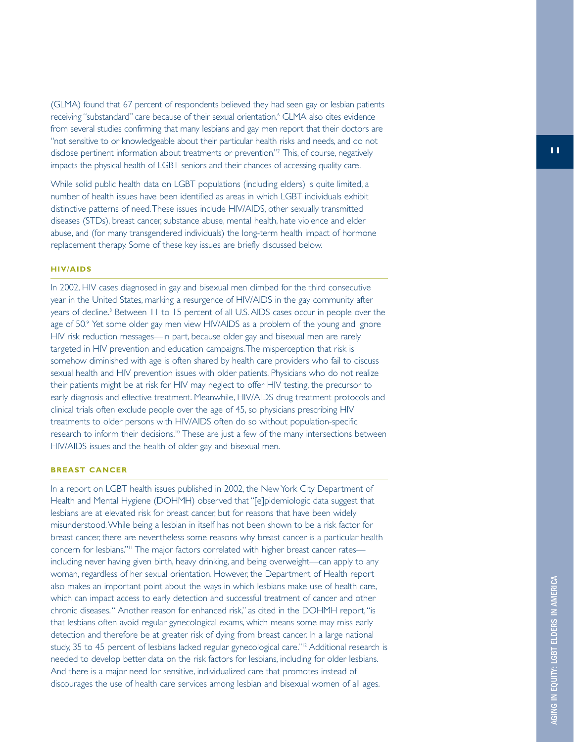(GLMA) found that 67 percent of respondents believed they had seen gay or lesbian patients receiving "substandard" care because of their sexual orientation.[6] GLMA also cites evidence from several studies confirming that many lesbians and gay men report that their doctors are "not sensitive to or knowledgeable about their particular health risks and needs, and do not disclose pertinent information about treatments or prevention."[7] This, of course, negatively impacts the physical health of LGBT seniors and their chances of accessing quality care.

While solid public health data on LGBT populations (including elders) is quite limited, a number of health issues have been identified as areas in which LGBT individuals exhibit distinctive patterns of need. These issues include HIV/AIDS, other sexually transmitted diseases (STDs), breast cancer, substance abuse, mental health, hate violence and elder abuse, and (for many transgendered individuals) the long-term health impact of hormone replacement therapy. Some of these key issues are briefly discussed below.

### HIV/AIDS

In 2002, HIV cases diagnosed in gay and bisexual men climbed for the third consecutive year in the United States, marking a resurgence of HIV/AIDS in the gay community after years of decline.[8] Between 11 to 15 percent of all U.S. AIDS cases occur in people over the age of 50.[9] Yet some older gay men view HIV/AIDS as a problem of the young and ignore HIV risk reduction messages—in part, because older gay and bisexual men are rarely targeted in HIV prevention and education campaigns. The misperception that risk is somehow diminished with age is often shared by health care providers who fail to discuss sexual health and HIV prevention issues with older patients. Physicians who do not realize their patients might be at risk for HIV may neglect to offer HIV testing, the precursor to early diagnosis and effective treatment. Meanwhile, HIV/AIDS drug treatment protocols and clinical trials often exclude people over the age of 45, so physicians prescribing HIV treatments to older persons with HIV/AIDS often do so without population-specific research to inform their decisions.[10] These are just a few of the many intersections between HIV/AIDS issues and the health of older gay and bisexual men.

### BREAST CANCER

In a report on LGBT health issues published in 2002, the New York City Department of Health and Mental Hygiene (DOHMH) observed that "[e]pidemiologic data suggest that lesbians are at elevated risk for breast cancer, but for reasons that have been widely misunderstood. While being a lesbian in itself has not been shown to be a risk factor for breast cancer, there are nevertheless some reasons why breast cancer is a particular health concern for lesbians."[11] The major factors correlated with higher breast cancer rates—including never having given birth, heavy drinking, and being overweight—can apply to any woman, regardless of her sexual orientation. However, the Department of Health report also makes an important point about the ways in which lesbians make use of health care, which can impact access to early detection and successful treatment of cancer and other chronic diseases. "Another reason for enhanced risk," as cited in the DOHMH report, "is that lesbians often avoid regular gynecological exams, which means some may miss early detection and therefore be at greater risk of dying from breast cancer. In a large national study, 35 to 45 percent of lesbians lacked regular gynecological care."[12] Additional research is needed to develop better data on the risk factors for lesbians, including for older lesbians. And there is a major need for sensitive, individualized care that promotes instead of discourages the use of health care services among lesbian and bisexual women of all ages.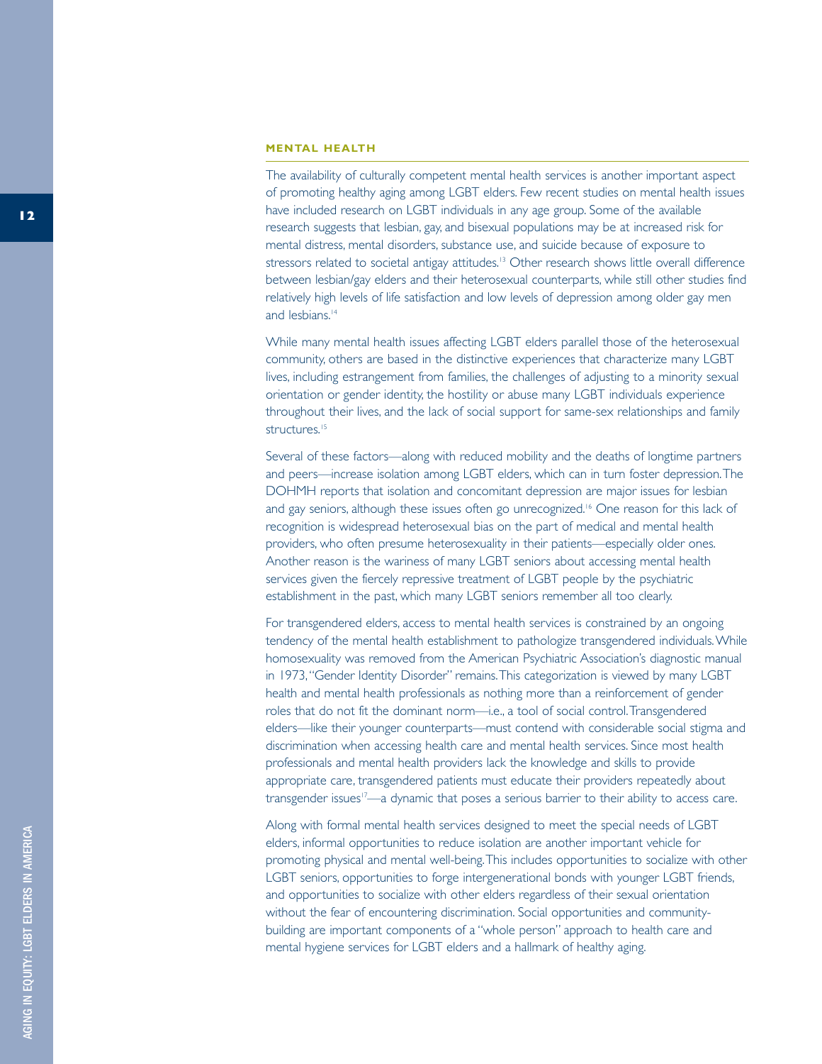## MENTAL HEALTH

The availability of culturally competent mental health services is another important aspect of promoting healthy aging among LGBT elders. Few recent studies on mental health issues have included research on LGBT individuals in any age group. Some of the available research suggests that lesbian, gay, and bisexual populations may be at increased risk for mental distress, mental disorders, substance use, and suicide because of exposure to stressors related to societal antigay attitudes.[13] Other research shows little overall difference between lesbian/gay elders and their heterosexual counterparts, while still other studies find relatively high levels of life satisfaction and low levels of depression among older gay men and lesbians.[14]

While many mental health issues affecting LGBT elders parallel those of the heterosexual community, others are based in the distinctive experiences that characterize many LGBT lives, including estrangement from families, the challenges of adjusting to a minority sexual orientation or gender identity, the hostility or abuse many LGBT individuals experience throughout their lives, and the lack of social support for same-sex relationships and family structures.[15]

Several of these factors—along with reduced mobility and the deaths of longtime partners and peers—increase isolation among LGBT elders, which can in turn foster depression. The DOHMH reports that isolation and concomitant depression are major issues for lesbian and gay seniors, although these issues often go unrecognized.[16] One reason for this lack of recognition is widespread heterosexual bias on the part of medical and mental health providers, who often presume heterosexuality in their patients—especially older ones. Another reason is the wariness of many LGBT seniors about accessing mental health services given the fiercely repressive treatment of LGBT people by the psychiatric establishment in the past, which many LGBT seniors remember all too clearly.

For transgendered elders, access to mental health services is constrained by an ongoing tendency of the mental health establishment to pathologize transgendered individuals. While homosexuality was removed from the American Psychiatric Association's diagnostic manual in 1973, "Gender Identity Disorder" remains. This categorization is viewed by many LGBT health and mental health professionals as nothing more than a reinforcement of gender roles that do not fit the dominant norm—i.e., a tool of social control. Transgendered elders—like their younger counterparts—must contend with considerable social stigma and discrimination when accessing health care and mental health services. Since most health professionals and mental health providers lack the knowledge and skills to provide appropriate care, transgendered patients must educate their providers repeatedly about transgender issues[17]—a dynamic that poses a serious barrier to their ability to access care.

Along with formal mental health services designed to meet the special needs of LGBT elders, informal opportunities to reduce isolation are another important vehicle for promoting physical and mental well-being. This includes opportunities to socialize with other LGBT seniors, opportunities to forge intergenerational bonds with younger LGBT friends, and opportunities to socialize with other elders regardless of their sexual orientation without the fear of encountering discrimination. Social opportunities and community-building are important components of a "whole person" approach to health care and mental hygiene services for LGBT elders and a hallmark of healthy aging.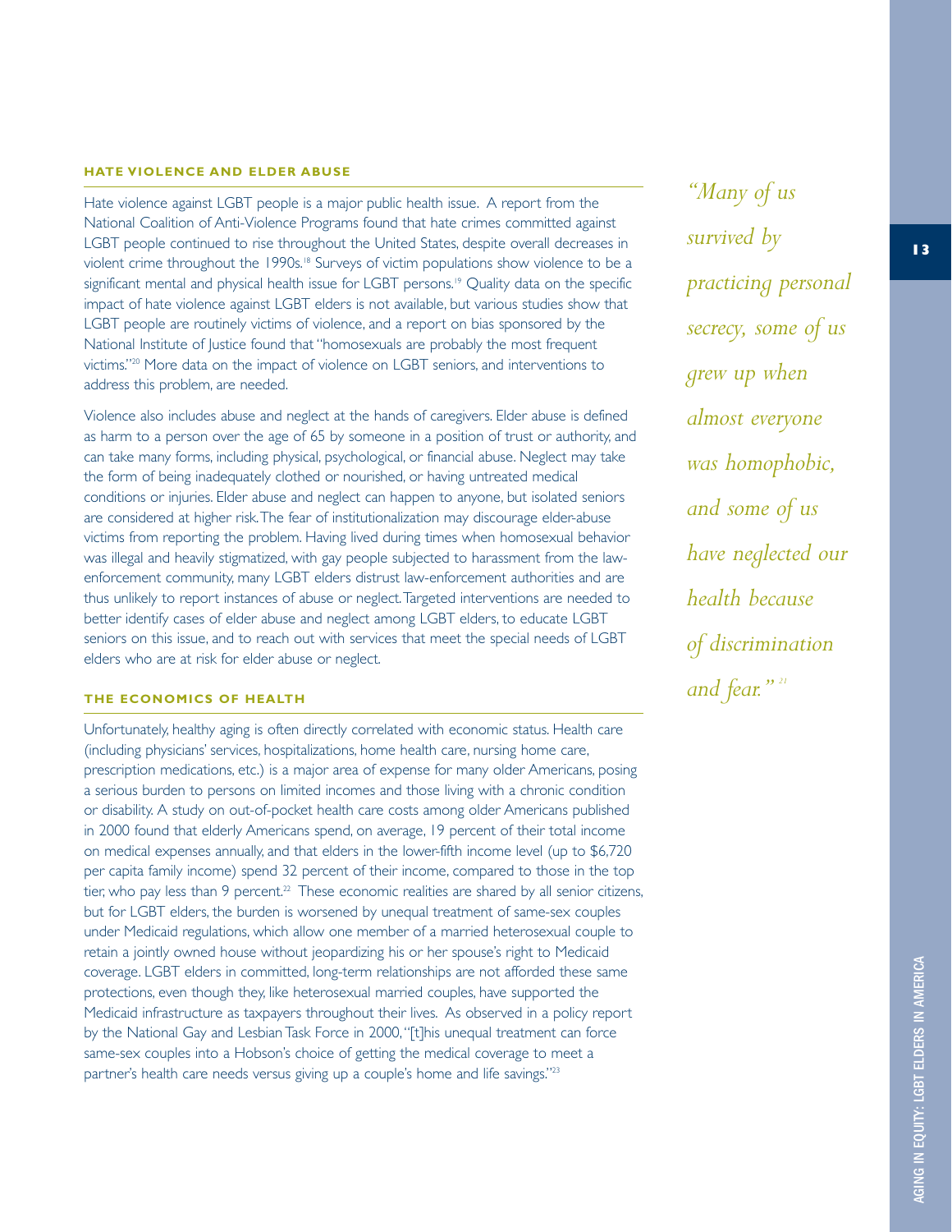## HATE VIOLENCE AND ELDER ABUSE

Hate violence against LGBT people is a major public health issue. A report from the National Coalition of Anti-Violence Programs found that hate crimes committed against LGBT people continued to rise throughout the United States, despite overall decreases in violent crime throughout the 1990s.[18] Surveys of victim populations show violence to be a significant mental and physical health issue for LGBT persons.[19] Quality data on the specific impact of hate violence against LGBT elders is not available, but various studies show that LGBT people are routinely victims of violence, and a report on bias sponsored by the National Institute of Justice found that "homosexuals are probably the most frequent victims."[20] More data on the impact of violence on LGBT seniors, and interventions to address this problem, are needed.

Violence also includes abuse and neglect at the hands of caregivers. Elder abuse is defined as harm to a person over the age of 65 by someone in a position of trust or authority, and can take many forms, including physical, psychological, or financial abuse. Neglect may take the form of being inadequately clothed or nourished, or having untreated medical conditions or injuries. Elder abuse and neglect can happen to anyone, but isolated seniors are considered at higher risk. The fear of institutionalization may discourage elder-abuse victims from reporting the problem. Having lived during times when homosexual behavior was illegal and heavily stigmatized, with gay people subjected to harassment from the law-enforcement community, many LGBT elders distrust law-enforcement authorities and are thus unlikely to report instances of abuse or neglect. Targeted interventions are needed to better identify cases of elder abuse and neglect among LGBT elders, to educate LGBT seniors on this issue, and to reach out with services that meet the special needs of LGBT elders who are at risk for elder abuse or neglect.

## THE ECONOMICS OF HEALTH

Unfortunately, healthy aging is often directly correlated with economic status. Health care (including physicians' services, hospitalizations, home health care, nursing home care, prescription medications, etc.) is a major area of expense for many older Americans, posing a serious burden to persons on limited incomes and those living with a chronic condition or disability. A study on out-of-pocket health care costs among older Americans published in 2000 found that elderly Americans spend, on average, 19 percent of their total income on medical expenses annually, and that elders in the lower-fifth income level (up to $6,720 per capita family income) spend 32 percent of their income, compared to those in the top tier, who pay less than 9 percent.[22] These economic realities are shared by all senior citizens, but for LGBT elders, the burden is worsened by unequal treatment of same-sex couples under Medicaid regulations, which allow one member of a married heterosexual couple to retain a jointly owned house without jeopardizing his or her spouse's right to Medicaid coverage. LGBT elders in committed, long-term relationships are not afforded these same protections, even though they, like heterosexual married couples, have supported the Medicaid infrastructure as taxpayers throughout their lives. As observed in a policy report by the National Gay and Lesbian Task Force in 2000, "[t]his unequal treatment can force same-sex couples into a Hobson's choice of getting the medical coverage to meet a partner's health care needs versus giving up a couple's home and life savings."[23]

*"Many of us survived by practicing personal secrecy, some of us grew up when almost everyone was homophobic, and some of us have neglected our health because of discrimination and fear."* [21]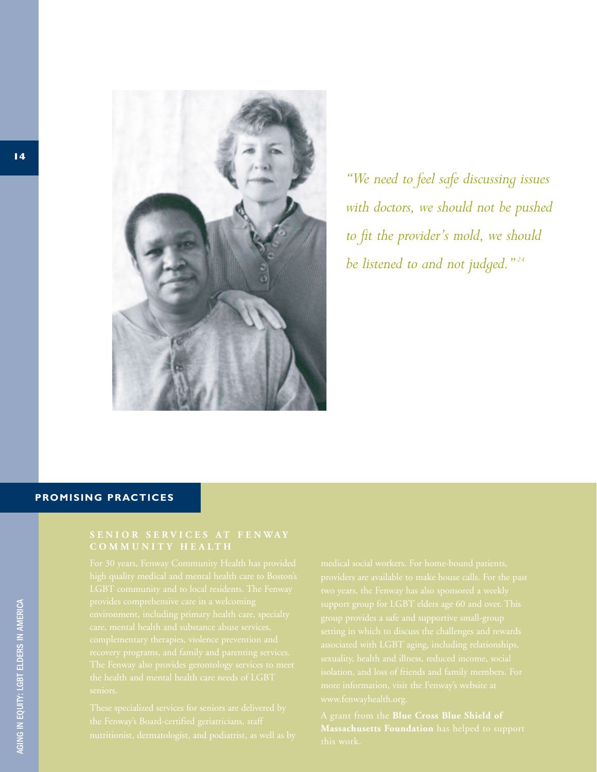*"We need to feel safe discussing issues with doctors, we should not be pushed to fit the provider's mold, we should be listened to and not judged."*[24]

## PROMISING PRACTICES

### SENIOR SERVICES AT FENWAY COMMUNITY HEALTH

For 30 years, Fenway Community Health has provided high quality medical and mental health care to Boston's LGBT community and to local residents. The Fenway provides comprehensive care in a welcoming environment, including primary health care, specialty care, mental health and substance abuse services, complementary therapies, violence prevention and recovery programs, and family and parenting services. The Fenway also provides gerontology services to meet the health and mental health care needs of LGBT seniors.

These specialized services for seniors are delivered by the Fenway's Board-certified geriatricians, staff nutritionist, dermatologist, and podiatrist, as well as by medical social workers. For home-bound patients, providers are available to make house calls. For the past two years, the Fenway has also sponsored a weekly support group for LGBT elders age 60 and over. This group provides a safe and supportive small-group setting in which to discuss the challenges and rewards associated with LGBT aging, including relationships, sexuality, health and illness, reduced income, social isolation, and loss of friends and family members. For more information, visit the Fenway's website at www.fenwayhealth.org.

A grant from the **Blue Cross Blue Shield of Massachusetts Foundation** has helped to support this work.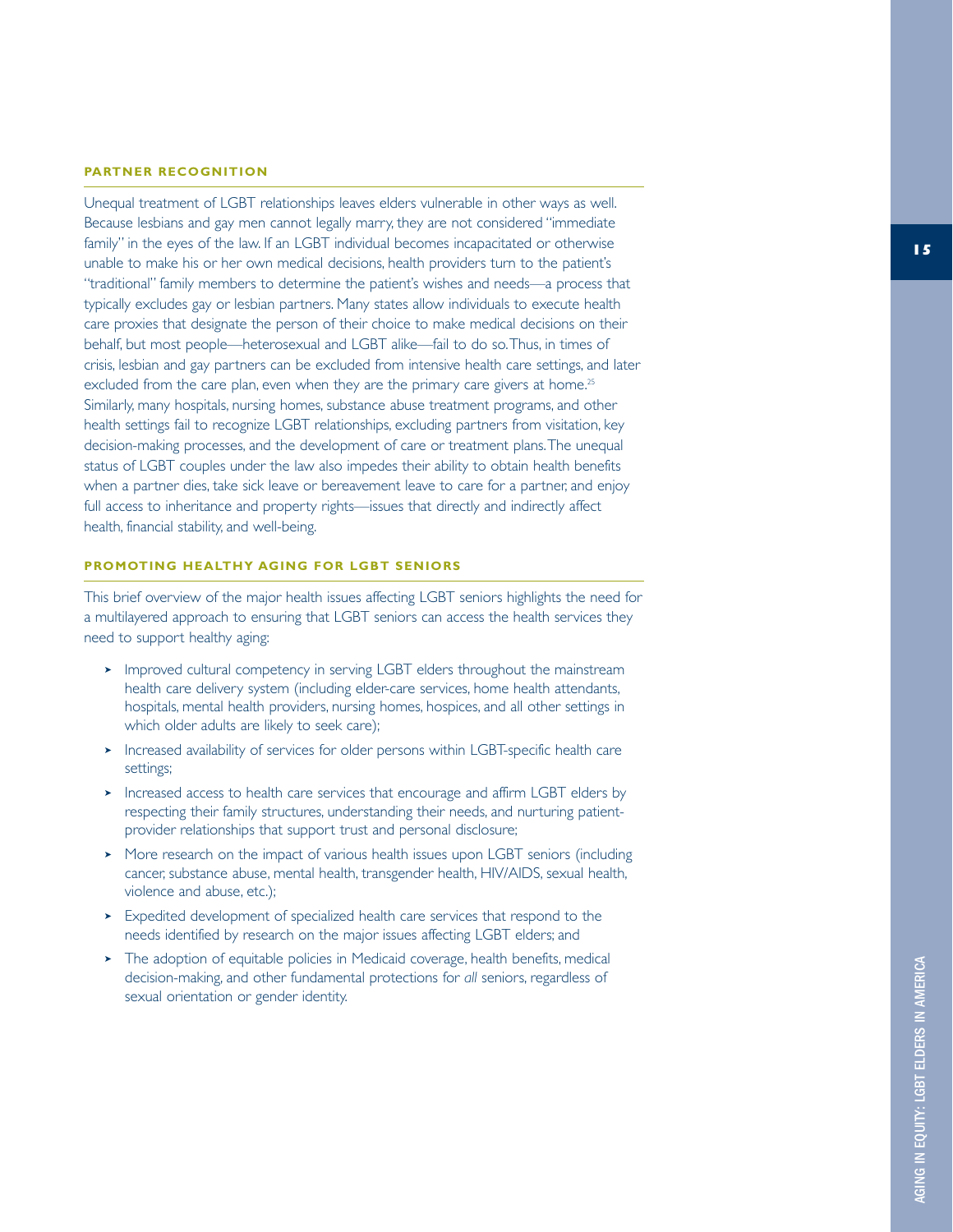## PARTNER RECOGNITION

Unequal treatment of LGBT relationships leaves elders vulnerable in other ways as well. Because lesbians and gay men cannot legally marry, they are not considered "immediate family" in the eyes of the law. If an LGBT individual becomes incapacitated or otherwise unable to make his or her own medical decisions, health providers turn to the patient's "traditional" family members to determine the patient's wishes and needs—a process that typically excludes gay or lesbian partners. Many states allow individuals to execute health care proxies that designate the person of their choice to make medical decisions on their behalf, but most people—heterosexual and LGBT alike—fail to do so. Thus, in times of crisis, lesbian and gay partners can be excluded from intensive health care settings, and later excluded from the care plan, even when they are the primary care givers at home.[25] Similarly, many hospitals, nursing homes, substance abuse treatment programs, and other health settings fail to recognize LGBT relationships, excluding partners from visitation, key decision-making processes, and the development of care or treatment plans. The unequal status of LGBT couples under the law also impedes their ability to obtain health benefits when a partner dies, take sick leave or bereavement leave to care for a partner, and enjoy full access to inheritance and property rights—issues that directly and indirectly affect health, financial stability, and well-being.

## PROMOTING HEALTHY AGING FOR LGBT SENIORS

This brief overview of the major health issues affecting LGBT seniors highlights the need for a multilayered approach to ensuring that LGBT seniors can access the health services they need to support healthy aging:

- Improved cultural competency in serving LGBT elders throughout the mainstream health care delivery system (including elder-care services, home health attendants, hospitals, mental health providers, nursing homes, hospices, and all other settings in which older adults are likely to seek care);
- Increased availability of services for older persons within LGBT-specific health care settings;
- Increased access to health care services that encourage and affirm LGBT elders by respecting their family structures, understanding their needs, and nurturing patient-provider relationships that support trust and personal disclosure;
- More research on the impact of various health issues upon LGBT seniors (including cancer, substance abuse, mental health, transgender health, HIV/AIDS, sexual health, violence and abuse, etc.);
- Expedited development of specialized health care services that respond to the needs identified by research on the major issues affecting LGBT elders; and
- The adoption of equitable policies in Medicaid coverage, health benefits, medical decision-making, and other fundamental protections for *all* seniors, regardless of sexual orientation or gender identity.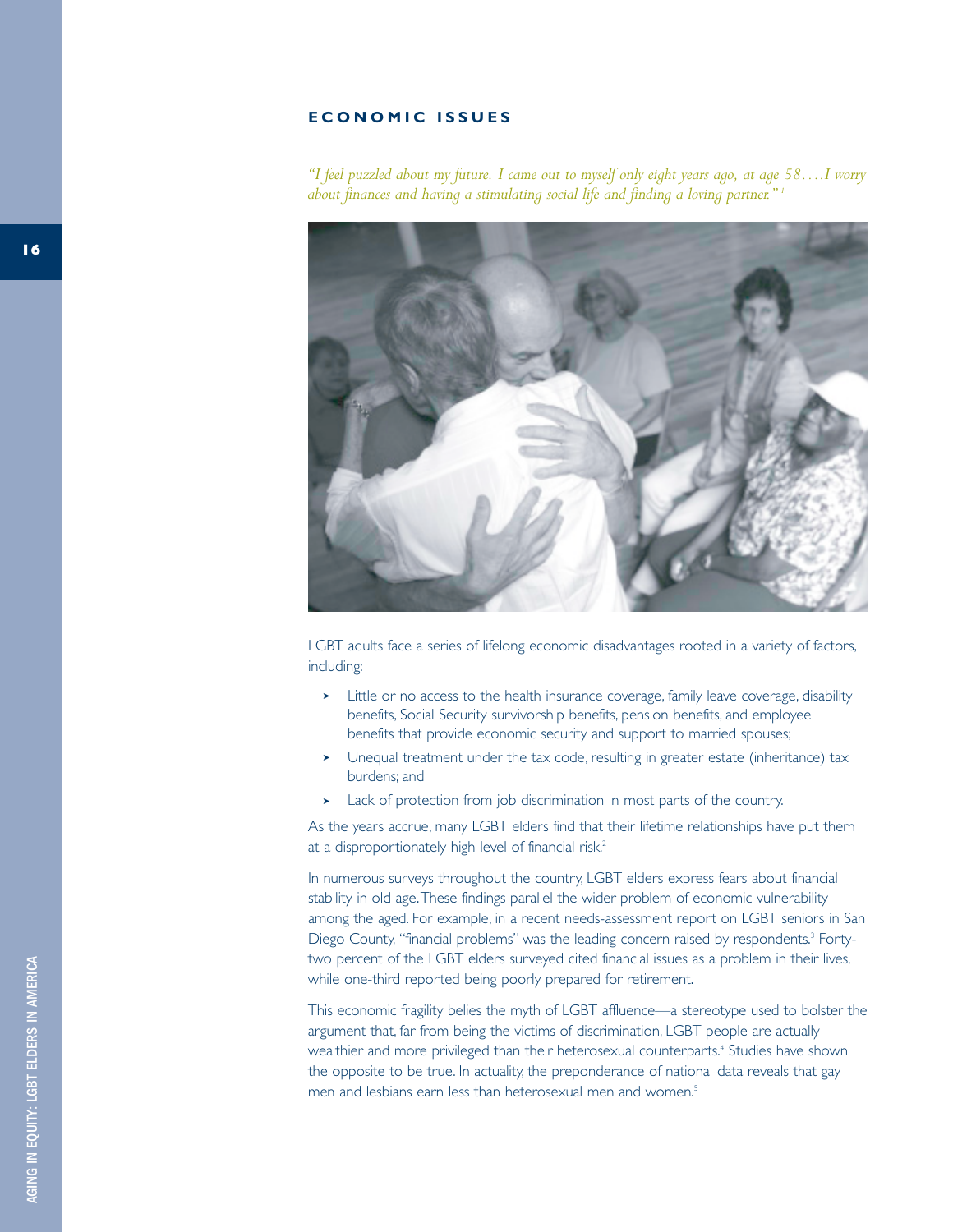## ECONOMIC ISSUES

*"I feel puzzled about my future. I came out to myself only eight years ago, at age 58….I worry about finances and having a stimulating social life and finding a loving partner."* [1]

LGBT adults face a series of lifelong economic disadvantages rooted in a variety of factors, including:

- Little or no access to the health insurance coverage, family leave coverage, disability benefits, Social Security survivorship benefits, pension benefits, and employee benefits that provide economic security and support to married spouses;
- Unequal treatment under the tax code, resulting in greater estate (inheritance) tax burdens; and
- Lack of protection from job discrimination in most parts of the country.

As the years accrue, many LGBT elders find that their lifetime relationships have put them at a disproportionately high level of financial risk.[2]

In numerous surveys throughout the country, LGBT elders express fears about financial stability in old age. These findings parallel the wider problem of economic vulnerability among the aged. For example, in a recent needs-assessment report on LGBT seniors in San Diego County, "financial problems" was the leading concern raised by respondents.[3] Forty-two percent of the LGBT elders surveyed cited financial issues as a problem in their lives, while one-third reported being poorly prepared for retirement.

This economic fragility belies the myth of LGBT affluence—a stereotype used to bolster the argument that, far from being the victims of discrimination, LGBT people are actually wealthier and more privileged than their heterosexual counterparts.[4] Studies have shown the opposite to be true. In actuality, the preponderance of national data reveals that gay men and lesbians earn less than heterosexual men and women.[5]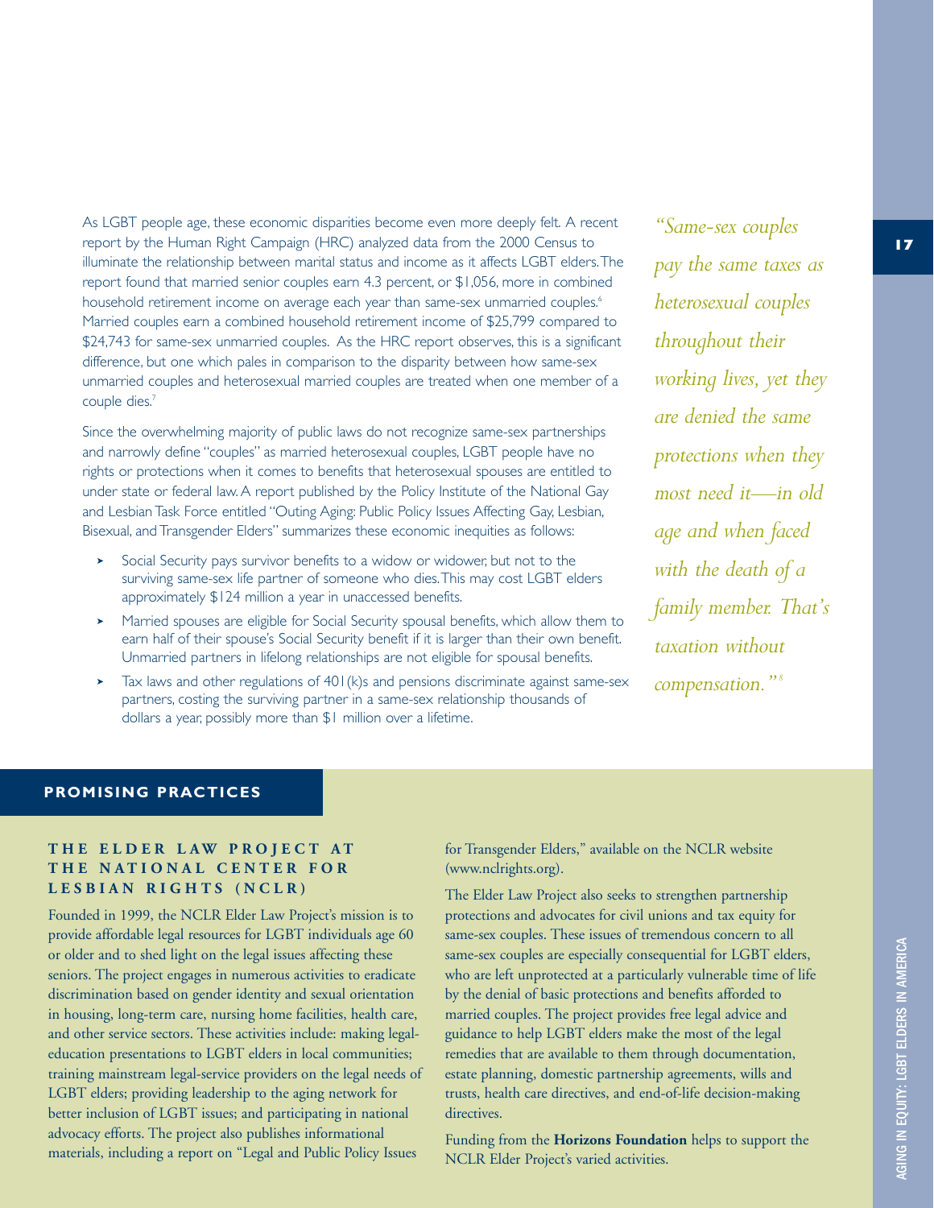As LGBT people age, these economic disparities become even more deeply felt. A recent report by the Human Right Campaign (HRC) analyzed data from the 2000 Census to illuminate the relationship between marital status and income as it affects LGBT elders. The report found that married senior couples earn 4.3 percent, or $1,056, more in combined household retirement income on average each year than same-sex unmarried couples.[6] Married couples earn a combined household retirement income of $25,799 compared to $24,743 for same-sex unmarried couples. As the HRC report observes, this is a significant difference, but one which pales in comparison to the disparity between how same-sex unmarried couples and heterosexual married couples are treated when one member of a couple dies.[7]

Since the overwhelming majority of public laws do not recognize same-sex partnerships and narrowly define "couples" as married heterosexual couples, LGBT people have no rights or protections when it comes to benefits that heterosexual spouses are entitled to under state or federal law. A report published by the Policy Institute of the National Gay and Lesbian Task Force entitled "Outing Aging: Public Policy Issues Affecting Gay, Lesbian, Bisexual, and Transgender Elders" summarizes these economic inequities as follows:

- Social Security pays survivor benefits to a widow or widower, but not to the surviving same-sex life partner of someone who dies. This may cost LGBT elders approximately $124 million a year in unaccessed benefits.
- Married spouses are eligible for Social Security spousal benefits, which allow them to earn half of their spouse's Social Security benefit if it is larger than their own benefit. Unmarried partners in lifelong relationships are not eligible for spousal benefits.
- Tax laws and other regulations of 401(k)s and pensions discriminate against same-sex partners, costing the surviving partner in a same-sex relationship thousands of dollars a year, possibly more than $1 million over a lifetime.

*"Same-sex couples pay the same taxes as heterosexual couples throughout their working lives, yet they are denied the same protections when they most need it—in old age and when faced with the death of a family member. That's taxation without compensation."*[8]

## PROMISING PRACTICES

### THE ELDER LAW PROJECT AT THE NATIONAL CENTER FOR LESBIAN RIGHTS (NCLR)

Founded in 1999, the NCLR Elder Law Project's mission is to provide affordable legal resources for LGBT individuals age 60 or older and to shed light on the legal issues affecting these seniors. The project engages in numerous activities to eradicate discrimination based on gender identity and sexual orientation in housing, long-term care, nursing home facilities, health care, and other service sectors. These activities include: making legal-education presentations to LGBT elders in local communities; training mainstream legal-service providers on the legal needs of LGBT elders; providing leadership to the aging network for better inclusion of LGBT issues; and participating in national advocacy efforts. The project also publishes informational materials, including a report on "Legal and Public Policy Issues for Transgender Elders," available on the NCLR website (www.nclrights.org).

The Elder Law Project also seeks to strengthen partnership protections and advocates for civil unions and tax equity for same-sex couples. These issues of tremendous concern to all same-sex couples are especially consequential for LGBT elders, who are left unprotected at a particularly vulnerable time of life by the denial of basic protections and benefits afforded to married couples. The project provides free legal advice and guidance to help LGBT elders make the most of the legal remedies that are available to them through documentation, estate planning, domestic partnership agreements, wills and trusts, health care directives, and end-of-life decision-making directives.

Funding from the **Horizons Foundation** helps to support the NCLR Elder Project's varied activities.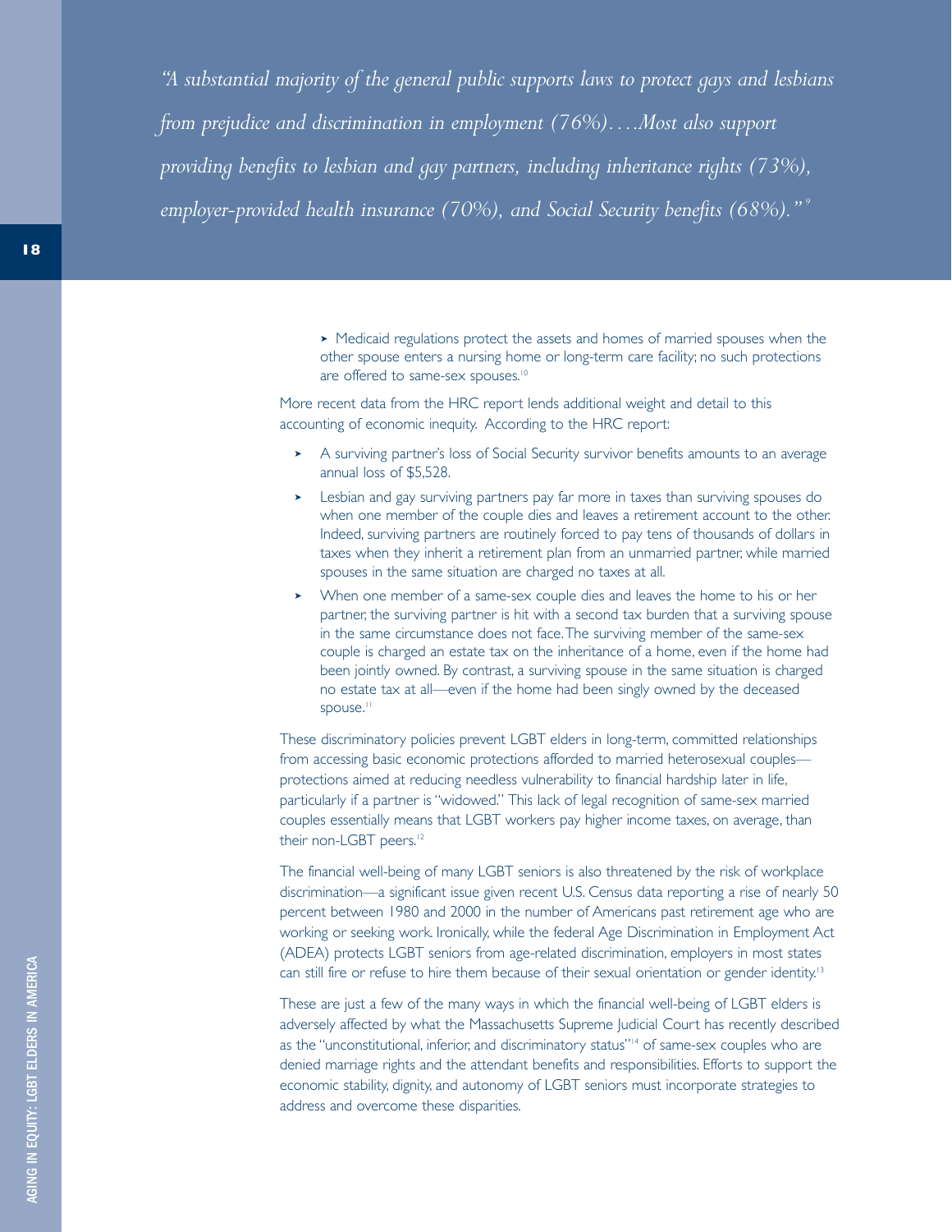*"A substantial majority of the general public supports laws to protect gays and lesbians from prejudice and discrimination in employment (76%)….Most also support providing benefits to lesbian and gay partners, including inheritance rights (73%), employer-provided health insurance (70%), and Social Security benefits (68%)."*[9]

- Medicaid regulations protect the assets and homes of married spouses when the other spouse enters a nursing home or long-term care facility; no such protections are offered to same-sex spouses.[10]

More recent data from the HRC report lends additional weight and detail to this accounting of economic inequity. According to the HRC report:

- A surviving partner's loss of Social Security survivor benefits amounts to an average annual loss of $5,528.
- Lesbian and gay surviving partners pay far more in taxes than surviving spouses do when one member of the couple dies and leaves a retirement account to the other. Indeed, surviving partners are routinely forced to pay tens of thousands of dollars in taxes when they inherit a retirement plan from an unmarried partner, while married spouses in the same situation are charged no taxes at all.
- When one member of a same-sex couple dies and leaves the home to his or her partner, the surviving partner is hit with a second tax burden that a surviving spouse in the same circumstance does not face. The surviving member of the same-sex couple is charged an estate tax on the inheritance of a home, even if the home had been jointly owned. By contrast, a surviving spouse in the same situation is charged no estate tax at all—even if the home had been singly owned by the deceased spouse.[11]

These discriminatory policies prevent LGBT elders in long-term, committed relationships from accessing basic economic protections afforded to married heterosexual couples—protections aimed at reducing needless vulnerability to financial hardship later in life, particularly if a partner is "widowed." This lack of legal recognition of same-sex married couples essentially means that LGBT workers pay higher income taxes, on average, than their non-LGBT peers.[12]

The financial well-being of many LGBT seniors is also threatened by the risk of workplace discrimination—a significant issue given recent U.S. Census data reporting a rise of nearly 50 percent between 1980 and 2000 in the number of Americans past retirement age who are working or seeking work. Ironically, while the federal Age Discrimination in Employment Act (ADEA) protects LGBT seniors from age-related discrimination, employers in most states can still fire or refuse to hire them because of their sexual orientation or gender identity.[13]

These are just a few of the many ways in which the financial well-being of LGBT elders is adversely affected by what the Massachusetts Supreme Judicial Court has recently described as the "unconstitutional, inferior, and discriminatory status"[14] of same-sex couples who are denied marriage rights and the attendant benefits and responsibilities. Efforts to support the economic stability, dignity, and autonomy of LGBT seniors must incorporate strategies to address and overcome these disparities.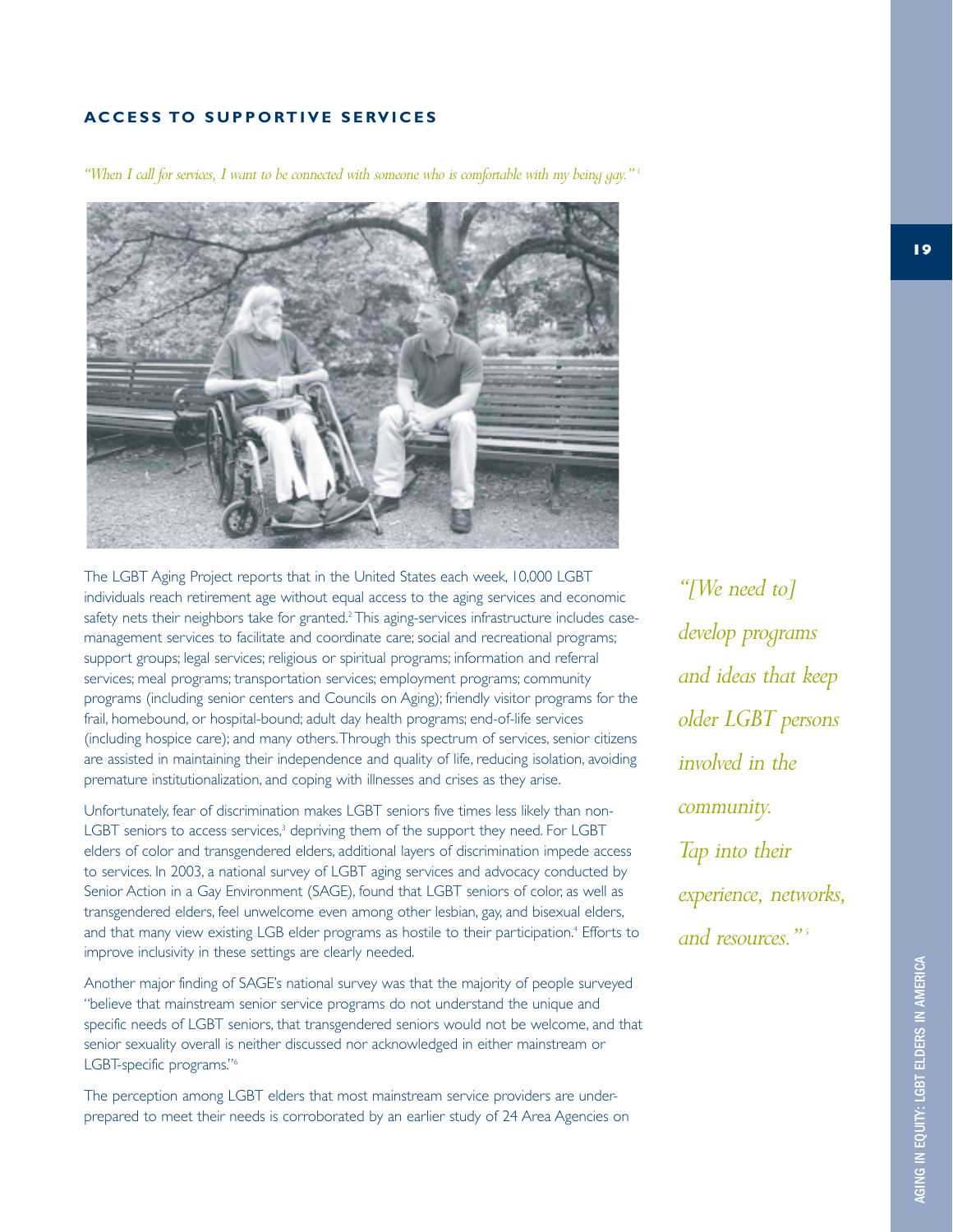## ACCESS TO SUPPORTIVE SERVICES

*"When I call for services, I want to be connected with someone who is comfortable with my being gay."*[1]

The LGBT Aging Project reports that in the United States each week, 10,000 LGBT individuals reach retirement age without equal access to the aging services and economic safety nets their neighbors take for granted.[2] This aging-services infrastructure includes case-management services to facilitate and coordinate care; social and recreational programs; support groups; legal services; religious or spiritual programs; information and referral services; meal programs; transportation services; employment programs; community programs (including senior centers and Councils on Aging); friendly visitor programs for the frail, homebound, or hospital-bound; adult day health programs; end-of-life services (including hospice care); and many others. Through this spectrum of services, senior citizens are assisted in maintaining their independence and quality of life, reducing isolation, avoiding premature institutionalization, and coping with illnesses and crises as they arise.

Unfortunately, fear of discrimination makes LGBT seniors five times less likely than non-LGBT seniors to access services,[3] depriving them of the support they need. For LGBT elders of color and transgendered elders, additional layers of discrimination impede access to services. In 2003, a national survey of LGBT aging services and advocacy conducted by Senior Action in a Gay Environment (SAGE), found that LGBT seniors of color, as well as transgendered elders, feel unwelcome even among other lesbian, gay, and bisexual elders, and that many view existing LGB elder programs as hostile to their participation.[4] Efforts to improve inclusivity in these settings are clearly needed.

Another major finding of SAGE's national survey was that the majority of people surveyed "believe that mainstream senior service programs do not understand the unique and specific needs of LGBT seniors, that transgendered seniors would not be welcome, and that senior sexuality overall is neither discussed nor acknowledged in either mainstream or LGBT-specific programs."[6]

The perception among LGBT elders that most mainstream service providers are under-prepared to meet their needs is corroborated by an earlier study of 24 Area Agencies on

*"[We need to] develop programs and ideas that keep older LGBT persons involved in the community. Tap into their experience, networks, and resources."*[5]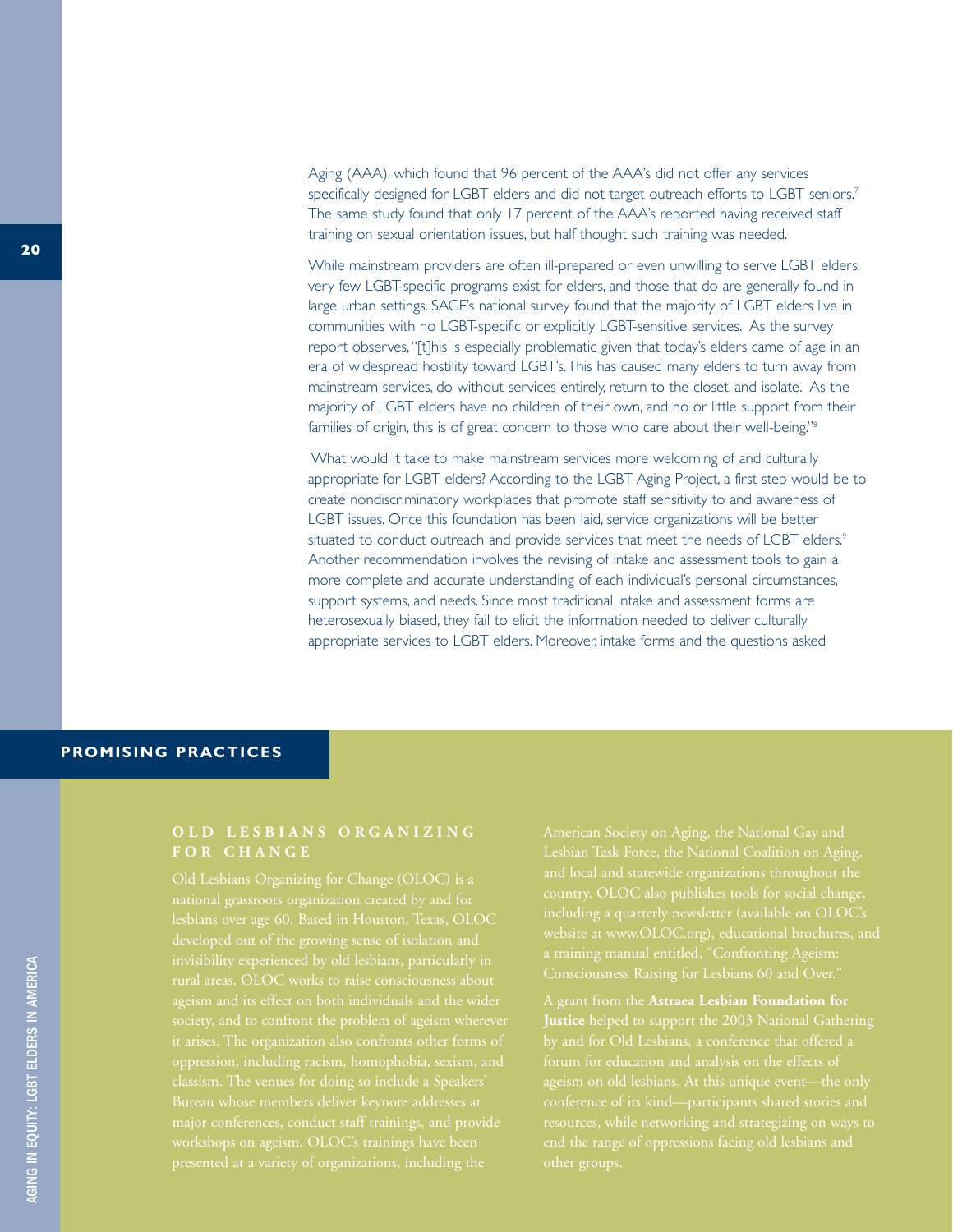Aging (AAA), which found that 96 percent of the AAA's did not offer any services specifically designed for LGBT elders and did not target outreach efforts to LGBT seniors.[7] The same study found that only 17 percent of the AAA's reported having received staff training on sexual orientation issues, but half thought such training was needed.

While mainstream providers are often ill-prepared or even unwilling to serve LGBT elders, very few LGBT-specific programs exist for elders, and those that do are generally found in large urban settings. SAGE's national survey found that the majority of LGBT elders live in communities with no LGBT-specific or explicitly LGBT-sensitive services. As the survey report observes, "[t]his is especially problematic given that today's elders came of age in an era of widespread hostility toward LGBT's. This has caused many elders to turn away from mainstream services, do without services entirely, return to the closet, and isolate. As the majority of LGBT elders have no children of their own, and no or little support from their families of origin, this is of great concern to those who care about their well-being."[8]

What would it take to make mainstream services more welcoming of and culturally appropriate for LGBT elders? According to the LGBT Aging Project, a first step would be to create nondiscriminatory workplaces that promote staff sensitivity to and awareness of LGBT issues. Once this foundation has been laid, service organizations will be better situated to conduct outreach and provide services that meet the needs of LGBT elders.[9] Another recommendation involves the revising of intake and assessment tools to gain a more complete and accurate understanding of each individual's personal circumstances, support systems, and needs. Since most traditional intake and assessment forms are heterosexually biased, they fail to elicit the information needed to deliver culturally appropriate services to LGBT elders. Moreover, intake forms and the questions asked

## PROMISING PRACTICES

### OLD LESBIANS ORGANIZING FOR CHANGE

Old Lesbians Organizing for Change (OLOC) is a national grassroots organization created by and for lesbians over age 60. Based in Houston, Texas, OLOC developed out of the growing sense of isolation and invisibility experienced by old lesbians, particularly in rural areas. OLOC works to raise consciousness about ageism and its effect on both individuals and the wider society, and to confront the problem of ageism wherever it arises. The organization also confronts other forms of oppression, including racism, homophobia, sexism, and classism. The venues for doing so include a Speakers' Bureau whose members deliver keynote addresses at major conferences, conduct staff trainings, and provide workshops on ageism. OLOC's trainings have been presented at a variety of organizations, including the American Society on Aging, the National Gay and Lesbian Task Force, the National Coalition on Aging, and local and statewide organizations throughout the country. OLOC also publishes tools for social change, including a quarterly newsletter (available on OLOC's website at www.OLOC.org), educational brochures, and a training manual entitled, "Confronting Ageism: Consciousness Raising for Lesbians 60 and Over."

A grant from the **Astraea Lesbian Foundation for Justice** helped to support the 2003 National Gathering by and for Old Lesbians, a conference that offered a forum for education and analysis on the effects of ageism on old lesbians. At this unique event—the only conference of its kind—participants shared stories and resources, while networking and strategizing on ways to end the range of oppressions facing old lesbians and other groups.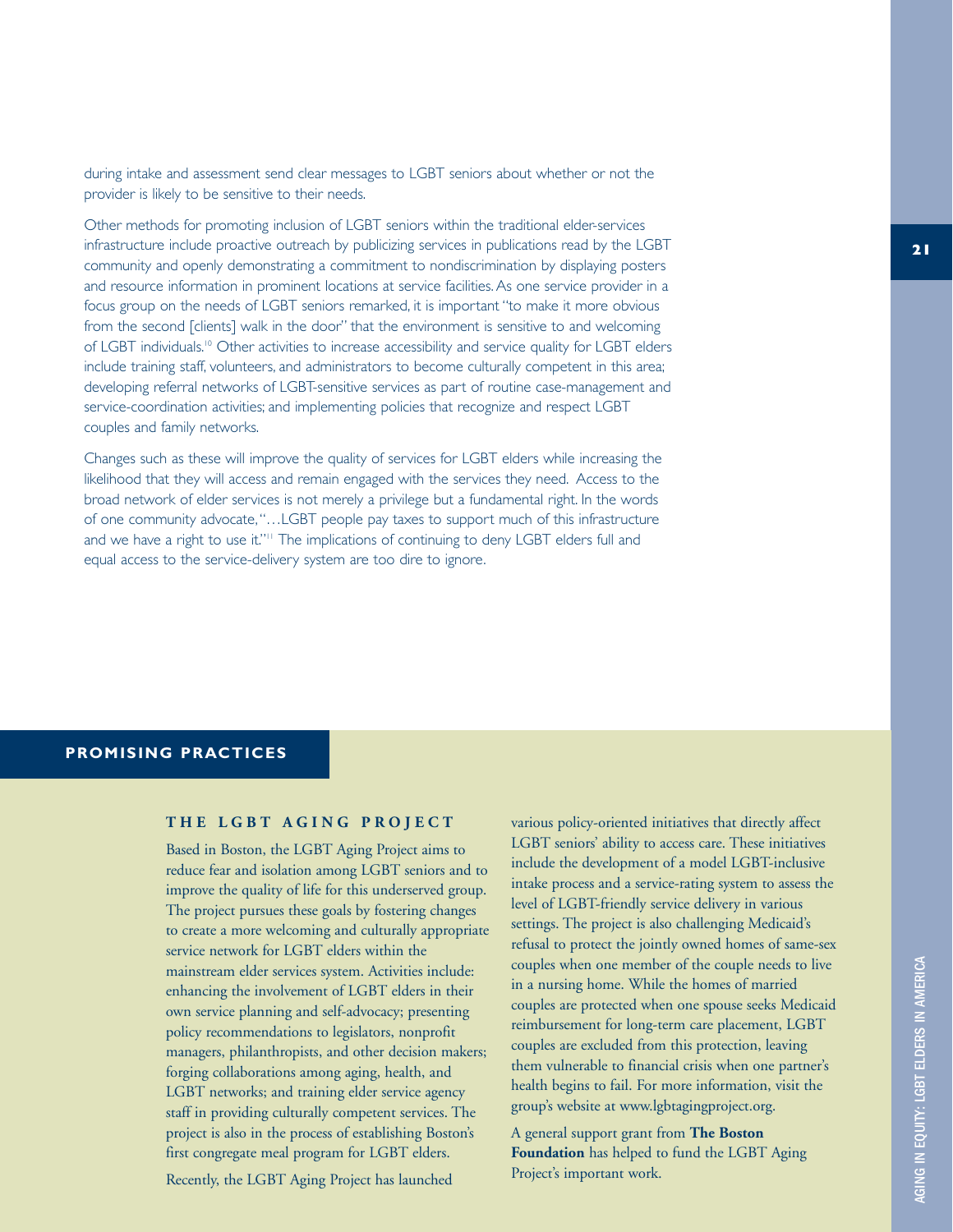during intake and assessment send clear messages to LGBT seniors about whether or not the provider is likely to be sensitive to their needs.

Other methods for promoting inclusion of LGBT seniors within the traditional elder-services infrastructure include proactive outreach by publicizing services in publications read by the LGBT community and openly demonstrating a commitment to nondiscrimination by displaying posters and resource information in prominent locations at service facilities. As one service provider in a focus group on the needs of LGBT seniors remarked, it is important "to make it more obvious from the second [clients] walk in the door" that the environment is sensitive to and welcoming of LGBT individuals.[10] Other activities to increase accessibility and service quality for LGBT elders include training staff, volunteers, and administrators to become culturally competent in this area; developing referral networks of LGBT-sensitive services as part of routine case-management and service-coordination activities; and implementing policies that recognize and respect LGBT couples and family networks.

Changes such as these will improve the quality of services for LGBT elders while increasing the likelihood that they will access and remain engaged with the services they need. Access to the broad network of elder services is not merely a privilege but a fundamental right. In the words of one community advocate, "…LGBT people pay taxes to support much of this infrastructure and we have a right to use it."[11] The implications of continuing to deny LGBT elders full and equal access to the service-delivery system are too dire to ignore.

## PROMISING PRACTICES

### THE LGBT AGING PROJECT

Based in Boston, the LGBT Aging Project aims to reduce fear and isolation among LGBT seniors and to improve the quality of life for this underserved group. The project pursues these goals by fostering changes to create a more welcoming and culturally appropriate service network for LGBT elders within the mainstream elder services system. Activities include: enhancing the involvement of LGBT elders in their own service planning and self-advocacy; presenting policy recommendations to legislators, nonprofit managers, philanthropists, and other decision makers; forging collaborations among aging, health, and LGBT networks; and training elder service agency staff in providing culturally competent services. The project is also in the process of establishing Boston's first congregate meal program for LGBT elders.

Recently, the LGBT Aging Project has launched various policy-oriented initiatives that directly affect LGBT seniors' ability to access care. These initiatives include the development of a model LGBT-inclusive intake process and a service-rating system to assess the level of LGBT-friendly service delivery in various settings. The project is also challenging Medicaid's refusal to protect the jointly owned homes of same-sex couples when one member of the couple needs to live in a nursing home. While the homes of married couples are protected when one spouse seeks Medicaid reimbursement for long-term care placement, LGBT couples are excluded from this protection, leaving them vulnerable to financial crisis when one partner's health begins to fail. For more information, visit the group's website at www.lgbtagingproject.org.

A general support grant from **The Boston Foundation** has helped to fund the LGBT Aging Project's important work.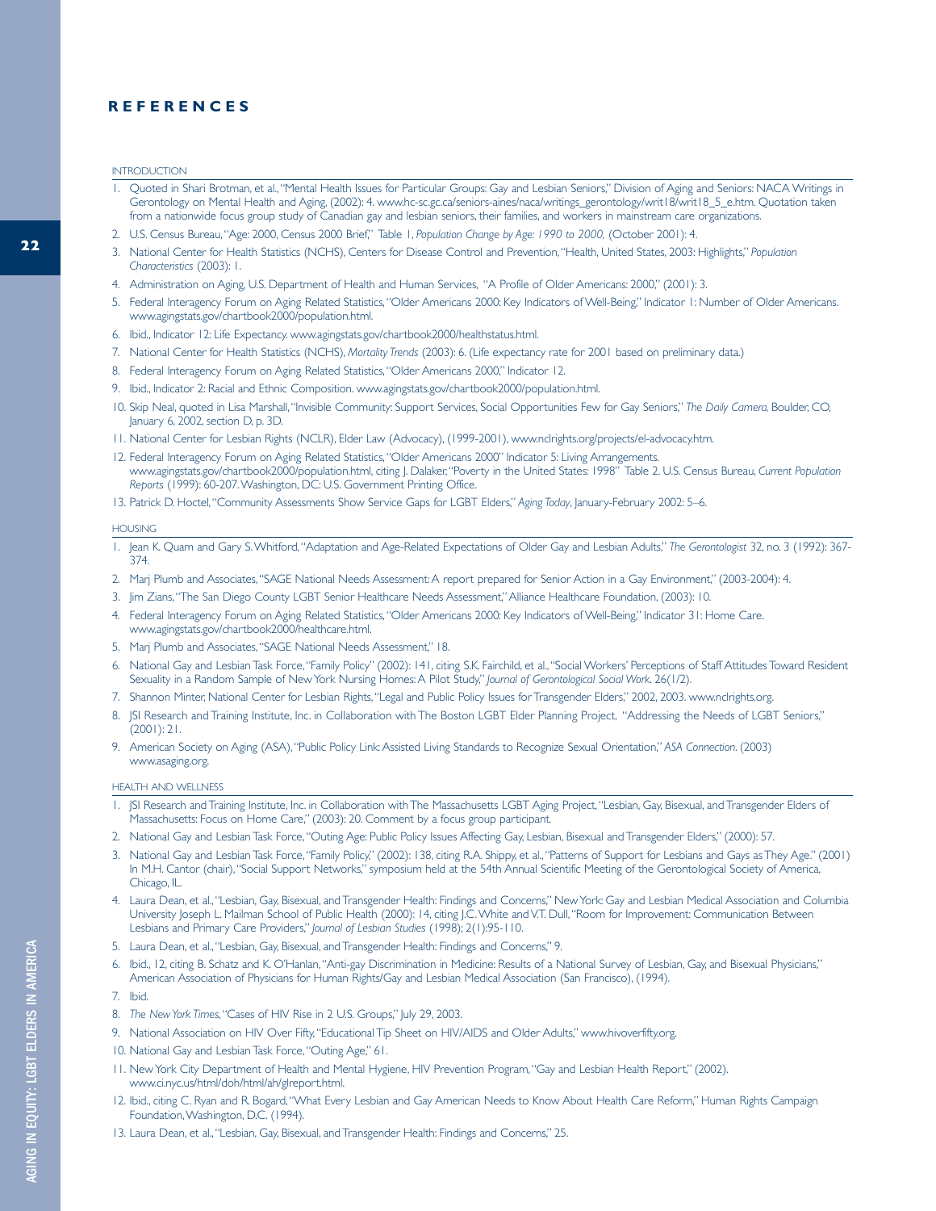## REFERENCES

### INTRODUCTION

1. Quoted in Shari Brotman, et al., "Mental Health Issues for Particular Groups: Gay and Lesbian Seniors," Division of Aging and Seniors: NACA Writings in Gerontology on Mental Health and Aging, (2002): 4. www.hc-sc.gc.ca/seniors-aines/naca/writings_gerontology/writ18/writ18_5_e.htm. Quotation taken from a nationwide focus group study of Canadian gay and lesbian seniors, their families, and workers in mainstream care organizations.
2. U.S. Census Bureau, "Age: 2000, Census 2000 Brief," Table 1, *Population Change by Age: 1990 to 2000,* (October 2001): 4.
3. National Center for Health Statistics (NCHS), Centers for Disease Control and Prevention, "Health, United States, 2003: Highlights," *Population Characteristics* (2003): 1.
4. Administration on Aging, U.S. Department of Health and Human Services, "A Profile of Older Americans: 2000," (2001): 3.
5. Federal Interagency Forum on Aging Related Statistics, "Older Americans 2000: Key Indicators of Well-Being," Indicator 1: Number of Older Americans. www.agingstats.gov/chartbook2000/population.html.
6. Ibid., Indicator 12: Life Expectancy. www.agingstats.gov/chartbook2000/healthstatus.html.
7. National Center for Health Statistics (NCHS), *Mortality Trends* (2003): 6. (Life expectancy rate for 2001 based on preliminary data.)
8. Federal Interagency Forum on Aging Related Statistics, "Older Americans 2000," Indicator 12.
9. Ibid., Indicator 2: Racial and Ethnic Composition. www.agingstats.gov/chartbook2000/population.html.
10. Skip Neal, quoted in Lisa Marshall, "Invisible Community: Support Services, Social Opportunities Few for Gay Seniors," *The Daily Camera,* Boulder, CO, January 6, 2002, section D, p. 3D.
11. National Center for Lesbian Rights (NCLR), Elder Law (Advocacy), (1999-2001), www.nclrights.org/projects/el-advocacy.htm.
12. Federal Interagency Forum on Aging Related Statistics, "Older Americans 2000" Indicator 5: Living Arrangements. www.agingstats.gov/chartbook2000/population.html, citing J. Dalaker, "Poverty in the United States: 1998" Table 2. U.S. Census Bureau, *Current Population Reports* (1999): 60-207. Washington, DC: U.S. Government Printing Office.
13. Patrick D. Hoctel, "Community Assessments Show Service Gaps for LGBT Elders," *Aging Today*, January-February 2002: 5–6.

### HOUSING

1. Jean K. Quam and Gary S. Whitford, "Adaptation and Age-Related Expectations of Older Gay and Lesbian Adults," *The Gerontologist* 32, no. 3 (1992): 367-374.
2. Marj Plumb and Associates, "SAGE National Needs Assessment: A report prepared for Senior Action in a Gay Environment," (2003-2004): 4.
3. Jim Zians, "The San Diego County LGBT Senior Healthcare Needs Assessment," Alliance Healthcare Foundation, (2003): 10.
4. Federal Interagency Forum on Aging Related Statistics, "Older Americans 2000: Key Indicators of Well-Being," Indicator 31: Home Care. www.agingstats.gov/chartbook2000/healthcare.html.
5. Marj Plumb and Associates, "SAGE National Needs Assessment," 18.
6. National Gay and Lesbian Task Force, "Family Policy" (2002): 141, citing S.K. Fairchild, et al., "Social Workers' Perceptions of Staff Attitudes Toward Resident Sexuality in a Random Sample of New York Nursing Homes: A Pilot Study," *Journal of Gerontological Social Work*. 26(1/2).
7. Shannon Minter, National Center for Lesbian Rights, "Legal and Public Policy Issues for Transgender Elders," 2002, 2003. www.nclrights.org.
8. JSI Research and Training Institute, Inc. in Collaboration with The Boston LGBT Elder Planning Project, "Addressing the Needs of LGBT Seniors," (2001): 21.
9. American Society on Aging (ASA), "Public Policy Link: Assisted Living Standards to Recognize Sexual Orientation," *ASA Connection*. (2003) www.asaging.org.

### HEALTH AND WELLNESS

1. JSI Research and Training Institute, Inc. in Collaboration with The Massachusetts LGBT Aging Project, "Lesbian, Gay, Bisexual, and Transgender Elders of Massachusetts: Focus on Home Care," (2003): 20. Comment by a focus group participant.
2. National Gay and Lesbian Task Force, "Outing Age: Public Policy Issues Affecting Gay, Lesbian, Bisexual and Transgender Elders," (2000): 57.
3. National Gay and Lesbian Task Force, "Family Policy," (2002): 138, citing R.A. Shippy, et al., "Patterns of Support for Lesbians and Gays as They Age." (2001) In M.H. Cantor (chair), "Social Support Networks," symposium held at the 54th Annual Scientific Meeting of the Gerontological Society of America, Chicago, IL.
4. Laura Dean, et al., "Lesbian, Gay, Bisexual, and Transgender Health: Findings and Concerns," New York: Gay and Lesbian Medical Association and Columbia University Joseph L. Mailman School of Public Health (2000): 14, citing J.C. White and V.T. Dull, "Room for Improvement: Communication Between Lesbians and Primary Care Providers," *Journal of Lesbian Studies* (1998); 2(1):95-110.
5. Laura Dean, et al., "Lesbian, Gay, Bisexual, and Transgender Health: Findings and Concerns," 9.
6. Ibid., 12, citing B. Schatz and K. O'Hanlan, "Anti-gay Discrimination in Medicine: Results of a National Survey of Lesbian, Gay, and Bisexual Physicians," American Association of Physicians for Human Rights/Gay and Lesbian Medical Association (San Francisco), (1994).
7. Ibid.
8. *The New York Times*, "Cases of HIV Rise in 2 U.S. Groups," July 29, 2003.
9. National Association on HIV Over Fifty, "Educational Tip Sheet on HIV/AIDS and Older Adults," www.hivoverfifty.org.
10. National Gay and Lesbian Task Force, "Outing Age," 61.
11. New York City Department of Health and Mental Hygiene, HIV Prevention Program, "Gay and Lesbian Health Report," (2002). www.ci.nyc.us/html/doh/html/ah/glreport.html.
12. Ibid., citing C. Ryan and R. Bogard, "What Every Lesbian and Gay American Needs to Know About Health Care Reform," Human Rights Campaign Foundation, Washington, D.C. (1994).
13. Laura Dean, et al., "Lesbian, Gay, Bisexual, and Transgender Health: Findings and Concerns," 25.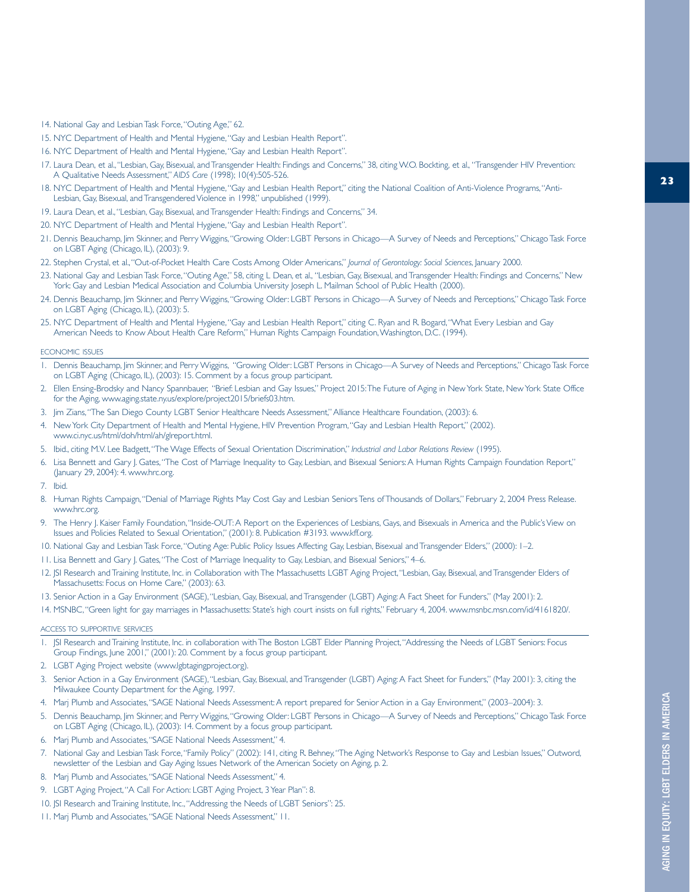14. National Gay and Lesbian Task Force, "Outing Age," 62.
15. NYC Department of Health and Mental Hygiene, "Gay and Lesbian Health Report".
16. NYC Department of Health and Mental Hygiene, "Gay and Lesbian Health Report".
17. Laura Dean, et al., "Lesbian, Gay, Bisexual, and Transgender Health: Findings and Concerns," 38, citing W.O. Bockting, et al., "Transgender HIV Prevention: A Qualitative Needs Assessment," *AIDS Care* (1998); 10(4):505-526.
18. NYC Department of Health and Mental Hygiene, "Gay and Lesbian Health Report," citing the National Coalition of Anti-Violence Programs, "Anti-Lesbian, Gay, Bisexual, and Transgendered Violence in 1998," unpublished (1999).
19. Laura Dean, et al., "Lesbian, Gay, Bisexual, and Transgender Health: Findings and Concerns," 34.
20. NYC Department of Health and Mental Hygiene, "Gay and Lesbian Health Report".
21. Dennis Beauchamp, Jim Skinner, and Perry Wiggins, "Growing Older: LGBT Persons in Chicago—A Survey of Needs and Perceptions," Chicago Task Force on LGBT Aging (Chicago, IL), (2003): 9.
22. Stephen Crystal, et al., "Out-of-Pocket Health Care Costs Among Older Americans," *Journal of Gerontology: Social Sciences*, January 2000.
23. National Gay and Lesbian Task Force, "Outing Age," 58, citing L. Dean, et al., "Lesbian, Gay, Bisexual, and Transgender Health: Findings and Concerns," New York: Gay and Lesbian Medical Association and Columbia University Joseph L. Mailman School of Public Health (2000).
24. Dennis Beauchamp, Jim Skinner, and Perry Wiggins, "Growing Older: LGBT Persons in Chicago—A Survey of Needs and Perceptions," Chicago Task Force on LGBT Aging (Chicago, IL), (2003): 5.
25. NYC Department of Health and Mental Hygiene, "Gay and Lesbian Health Report," citing C. Ryan and R. Bogard, "What Every Lesbian and Gay American Needs to Know About Health Care Reform," Human Rights Campaign Foundation, Washington, D.C. (1994).

## ECONOMIC ISSUES

1. Dennis Beauchamp, Jim Skinner, and Perry Wiggins, "Growing Older: LGBT Persons in Chicago—A Survey of Needs and Perceptions," Chicago Task Force on LGBT Aging (Chicago, IL), (2003): 15. Comment by a focus group participant.
2. Ellen Ensing-Brodsky and Nancy Spannbauer, "Brief: Lesbian and Gay Issues," Project 2015: The Future of Aging in New York State, New York State Office for the Aging, www.aging.state.ny.us/explore/project2015/briefs03.htm.
3. Jim Zians, "The San Diego County LGBT Senior Healthcare Needs Assessment," Alliance Healthcare Foundation, (2003): 6.
4. New York City Department of Health and Mental Hygiene, HIV Prevention Program, "Gay and Lesbian Health Report," (2002). www.ci.nyc.us/html/doh/html/ah/glreport.html.
5. Ibid., citing M.V. Lee Badgett, "The Wage Effects of Sexual Orientation Discrimination," *Industrial and Labor Relations Review* (1995).
6. Lisa Bennett and Gary J. Gates, "The Cost of Marriage Inequality to Gay, Lesbian, and Bisexual Seniors: A Human Rights Campaign Foundation Report," (January 29, 2004): 4. www.hrc.org.
7. Ibid.
8. Human Rights Campaign, "Denial of Marriage Rights May Cost Gay and Lesbian Seniors Tens of Thousands of Dollars," February 2, 2004 Press Release. www.hrc.org.
9. The Henry J. Kaiser Family Foundation, "Inside-OUT: A Report on the Experiences of Lesbians, Gays, and Bisexuals in America and the Public's View on Issues and Policies Related to Sexual Orientation," (2001): 8. Publication #3193. www.kff.org.
10. National Gay and Lesbian Task Force, "Outing Age: Public Policy Issues Affecting Gay, Lesbian, Bisexual and Transgender Elders," (2000): 1–2.
11. Lisa Bennett and Gary J. Gates, "The Cost of Marriage Inequality to Gay, Lesbian, and Bisexual Seniors," 4–6.
12. JSI Research and Training Institute, Inc. in Collaboration with The Massachusetts LGBT Aging Project, "Lesbian, Gay, Bisexual, and Transgender Elders of Massachusetts: Focus on Home Care," (2003): 63.
13. Senior Action in a Gay Environment (SAGE), "Lesbian, Gay, Bisexual, and Transgender (LGBT) Aging: A Fact Sheet for Funders," (May 2001): 2.
14. MSNBC, "Green light for gay marriages in Massachusetts: State's high court insists on full rights," February 4, 2004. www.msnbc.msn.com/id/4161820/.

## ACCESS TO SUPPORTIVE SERVICES

1. JSI Research and Training Institute, Inc. in collaboration with The Boston LGBT Elder Planning Project, "Addressing the Needs of LGBT Seniors: Focus Group Findings, June 2001," (2001): 20. Comment by a focus group participant.
2. LGBT Aging Project website (www.lgbtagingproject.org).
3. Senior Action in a Gay Environment (SAGE), "Lesbian, Gay, Bisexual, and Transgender (LGBT) Aging: A Fact Sheet for Funders," (May 2001): 3, citing the Milwaukee County Department for the Aging, 1997.
4. Marj Plumb and Associates, "SAGE National Needs Assessment: A report prepared for Senior Action in a Gay Environment," (2003–2004): 3.
5. Dennis Beauchamp, Jim Skinner, and Perry Wiggins, "Growing Older: LGBT Persons in Chicago—A Survey of Needs and Perceptions," Chicago Task Force on LGBT Aging (Chicago, IL), (2003): 14. Comment by a focus group participant.
6. Marj Plumb and Associates, "SAGE National Needs Assessment," 4.
7. National Gay and Lesbian Task Force, "Family Policy" (2002): 141, citing R. Behney, "The Aging Network's Response to Gay and Lesbian Issues," Outword, newsletter of the Lesbian and Gay Aging Issues Network of the American Society on Aging, p. 2.
8. Marj Plumb and Associates, "SAGE National Needs Assessment," 4.
9. LGBT Aging Project, "A Call For Action: LGBT Aging Project, 3 Year Plan": 8.
10. JSI Research and Training Institute, Inc., "Addressing the Needs of LGBT Seniors": 25.
11. Marj Plumb and Associates, "SAGE National Needs Assessment," 11.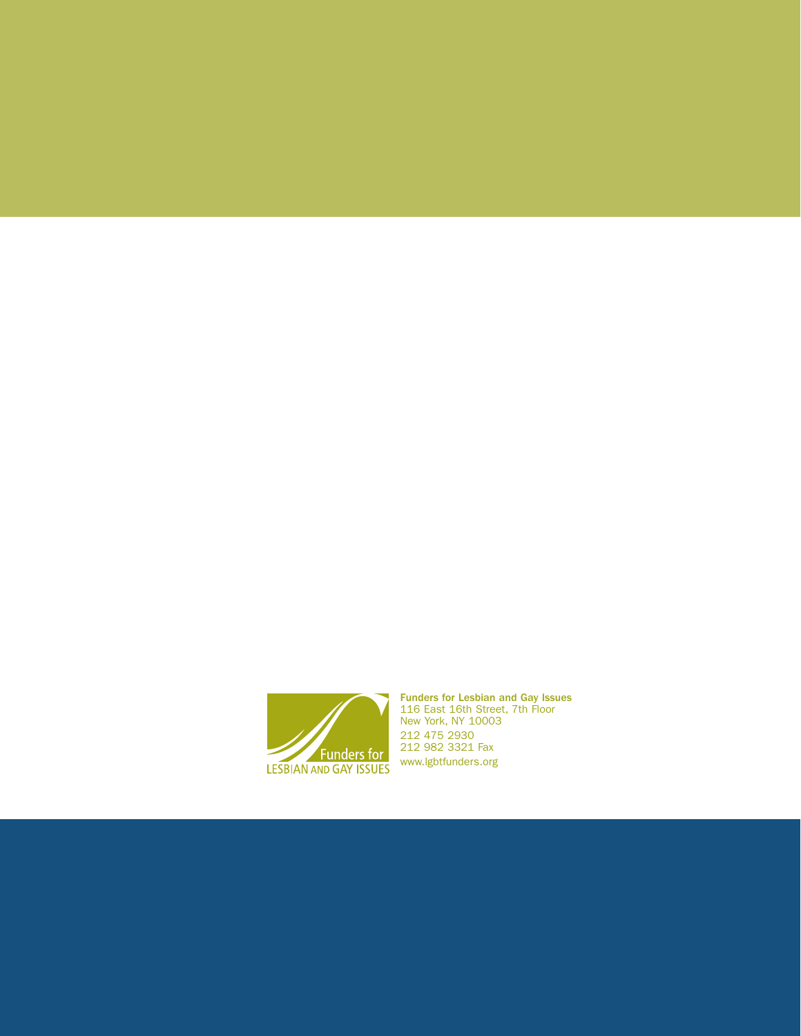Funders for
LESBIAN AND GAY ISSUES

**Funders for Lesbian and Gay Issues**
116 East 16th Street, 7th Floor
New York, NY 10003
212 475 2930
212 982 3321 Fax
www.lgbtfunders.org